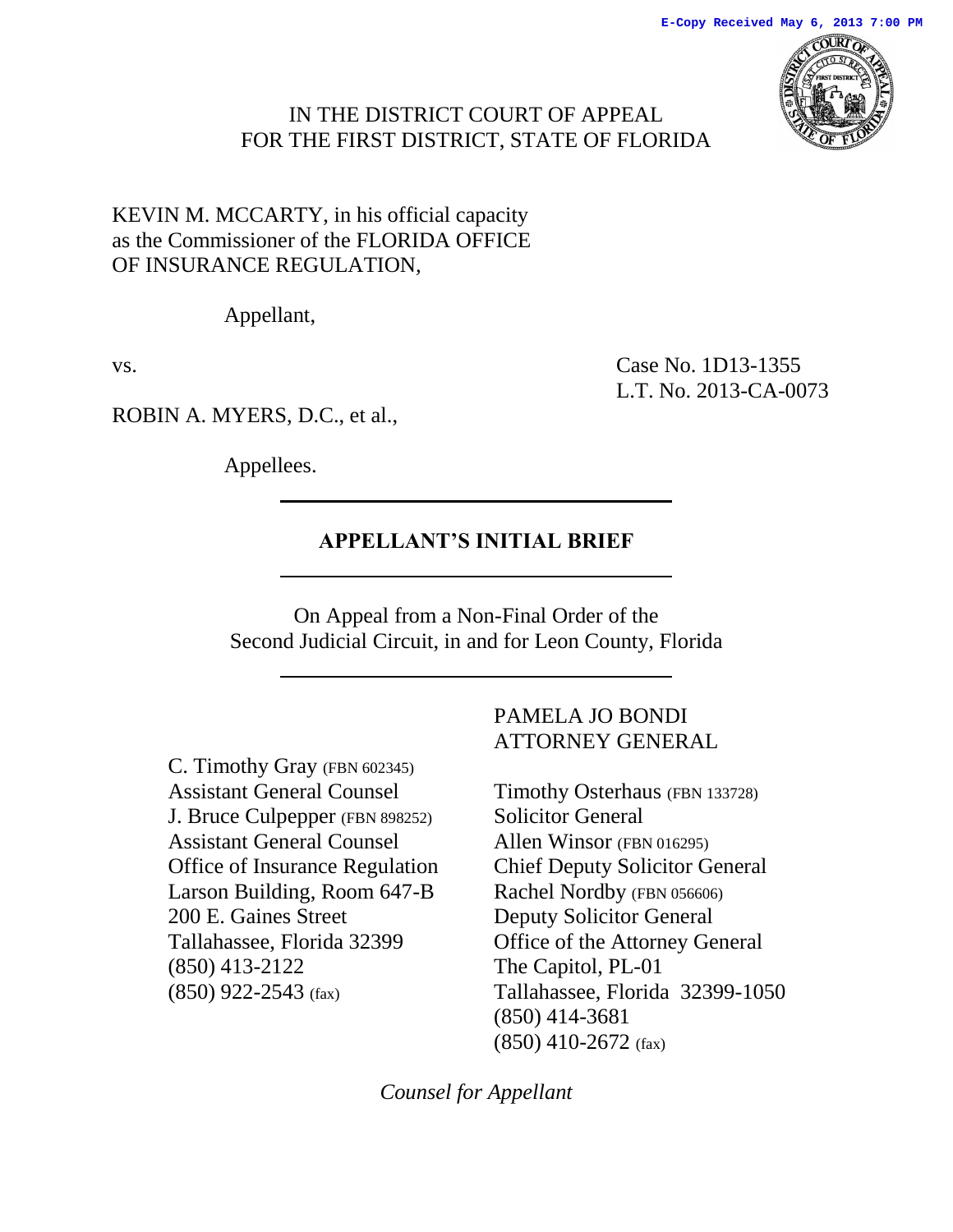E-Copy Received May 6, 2013 7:00 PM

IN THE DISTRICT COURT OF APPEAL
FOR THE FIRST DISTRICT, STATE OF FLORIDA

KEVIN M. MCCARTY, in his official capacity as the Commissioner of the FLORIDA OFFICE OF INSURANCE REGULATION,

Appellant,

vs.

Case No. 1D13-1355
L.T. No. 2013-CA-0073

ROBIN A. MYERS, D.C., et al.,

Appellees.

---

## APPELLANT'S INITIAL BRIEF

---

On Appeal from a Non-Final Order of the
Second Judicial Circuit, in and for Leon County, Florida

---

C. Timothy Gray (FBN 602345)
Assistant General Counsel
J. Bruce Culpepper (FBN 898252)
Assistant General Counsel
Office of Insurance Regulation
Larson Building, Room 647-B
200 E. Gaines Street
Tallahassee, Florida 32399
(850) 413-2122
(850) 922-2543 (fax)

PAMELA JO BONDI
ATTORNEY GENERAL

Timothy Osterhaus (FBN 133728)
Solicitor General
Allen Winsor (FBN 016295)
Chief Deputy Solicitor General
Rachel Nordby (FBN 056606)
Deputy Solicitor General
Office of the Attorney General
The Capitol, PL-01
Tallahassee, Florida 32399-1050
(850) 414-3681
(850) 410-2672 (fax)

*Counsel for Appellant*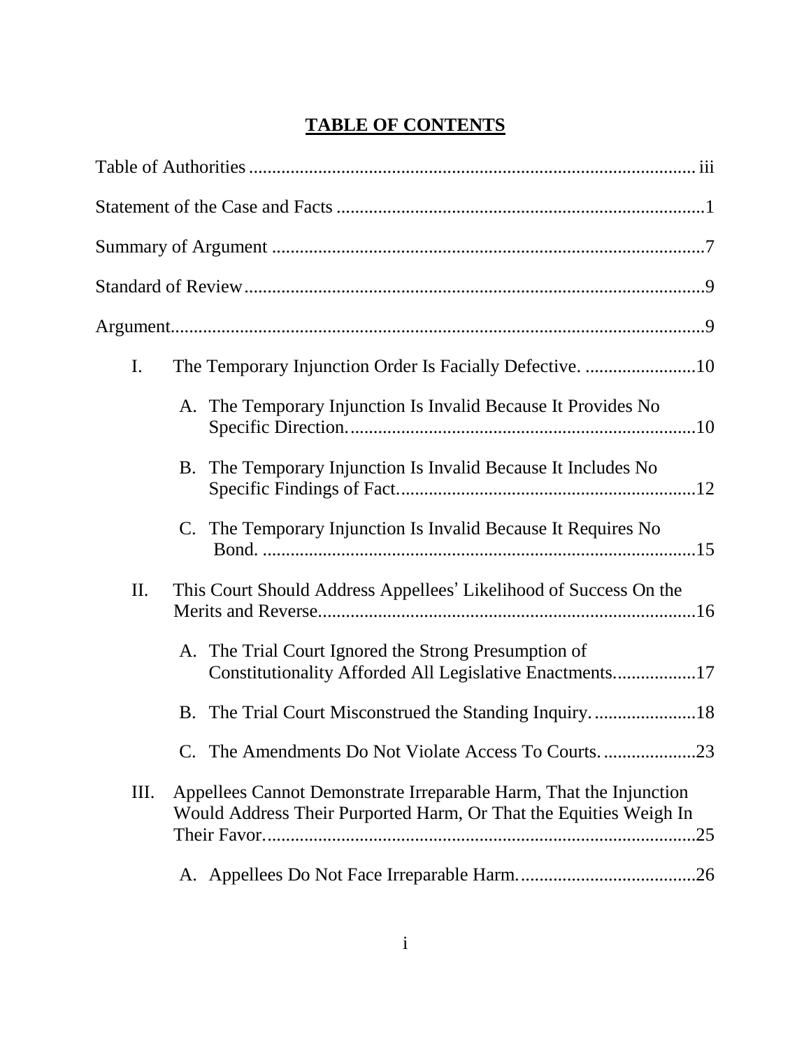# TABLE OF CONTENTS

Table of Authorities ............................................................................................ iii

Statement of the Case and Facts ...............................................................................1

Summary of Argument .............................................................................................7

Standard of Review...................................................................................................9

Argument...................................................................................................................9

I. The Temporary Injunction Order Is Facially Defective. ........................10

   A. The Temporary Injunction Is Invalid Because It Provides No Specific Direction............................................................................10

   B. The Temporary Injunction Is Invalid Because It Includes No Specific Findings of Fact.................................................................12

   C. The Temporary Injunction Is Invalid Because It Requires No Bond. ..............................................................................................15

II. This Court Should Address Appellees' Likelihood of Success On the Merits and Reverse..................................................................................16

   A. The Trial Court Ignored the Strong Presumption of Constitutionality Afforded All Legislative Enactments.................17

   B. The Trial Court Misconstrued the Standing Inquiry. ......................18

   C. The Amendments Do Not Violate Access To Courts. ....................23

III. Appellees Cannot Demonstrate Irreparable Harm, That the Injunction Would Address Their Purported Harm, Or That the Equities Weigh In Their Favor.............................................................................................25

   A. Appellees Do Not Face Irreparable Harm......................................26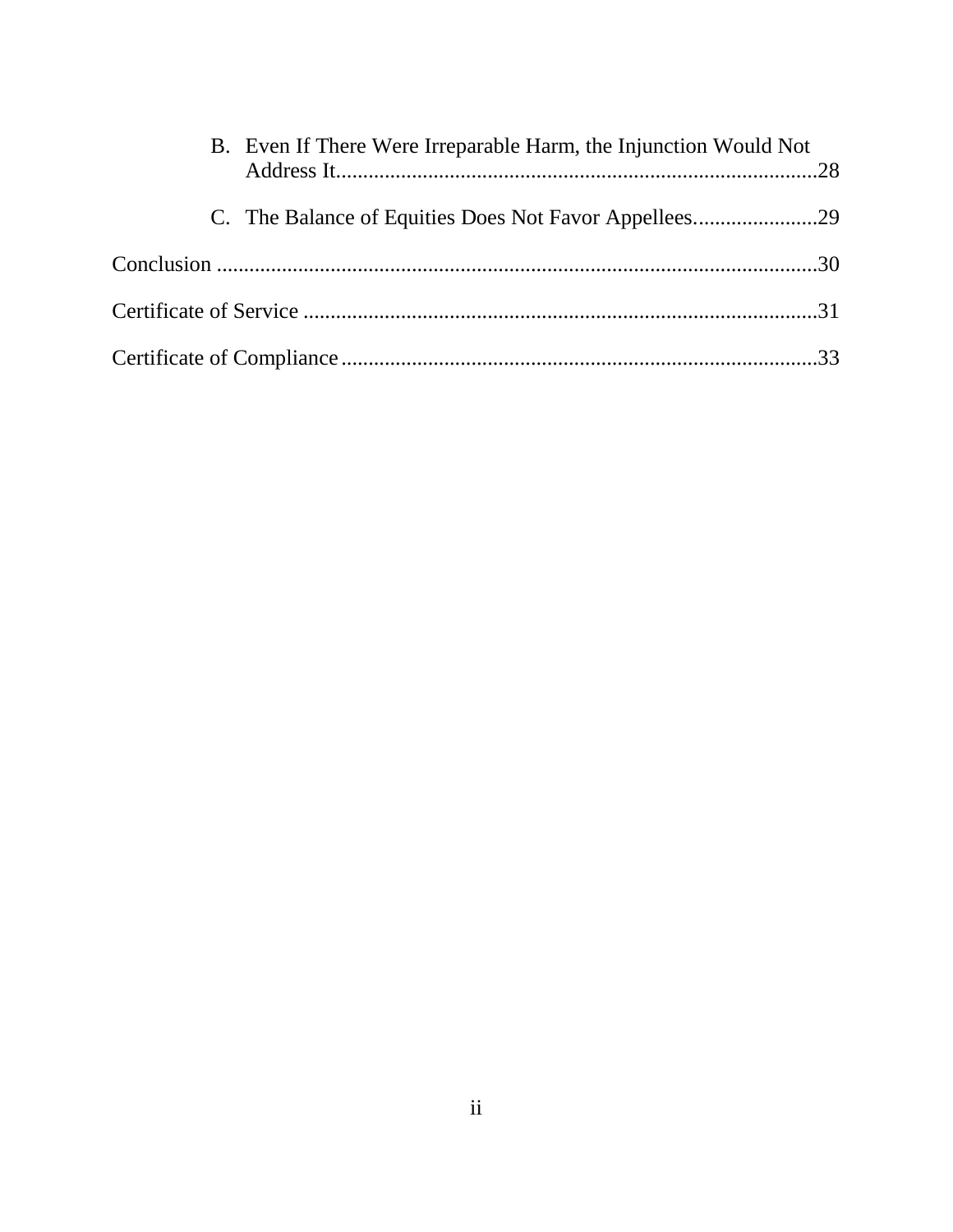B. Even If There Were Irreparable Harm, the Injunction Would Not Address It........................................................................................28

C. The Balance of Equities Does Not Favor Appellees.......................29

Conclusion ..............................................................................................................30

Certificate of Service ..............................................................................................31

Certificate of Compliance.......................................................................................33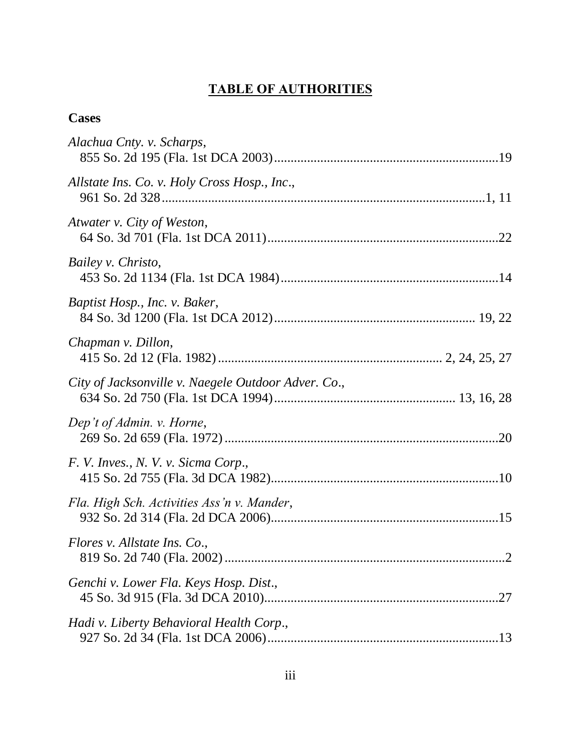# TABLE OF AUTHORITIES

## Cases

*Alachua Cnty. v. Scharps*,
855 So. 2d 195 (Fla. 1st DCA 2003)....................................................................19

*Allstate Ins. Co. v. Holy Cross Hosp., Inc*.,
961 So. 2d 328..................................................................................................1, 11

*Atwater v. City of Weston*,
64 So. 3d 701 (Fla. 1st DCA 2011)......................................................................22

*Bailey v. Christo*,
453 So. 2d 1134 (Fla. 1st DCA 1984)..................................................................14

*Baptist Hosp., Inc. v. Baker*,
84 So. 3d 1200 (Fla. 1st DCA 2012)............................................................ 19, 22

*Chapman v. Dillon*,
415 So. 2d 12 (Fla. 1982)................................................................... 2, 24, 25, 27

*City of Jacksonville v. Naegele Outdoor Adver. Co*.,
634 So. 2d 750 (Fla. 1st DCA 1994)...................................................... 13, 16, 28

*Dep't of Admin. v. Horne*,
269 So. 2d 659 (Fla. 1972)...................................................................................20

*F. V. Inves., N. V. v. Sicma Corp*.,
415 So. 2d 755 (Fla. 3d DCA 1982).....................................................................10

*Fla. High Sch. Activities Ass'n v. Mander*,
932 So. 2d 314 (Fla. 2d DCA 2006).....................................................................15

*Flores v. Allstate Ins. Co*.,
819 So. 2d 740 (Fla. 2002).....................................................................................2

*Genchi v. Lower Fla. Keys Hosp. Dist*.,
45 So. 3d 915 (Fla. 3d DCA 2010).......................................................................27

*Hadi v. Liberty Behavioral Health Corp*.,
927 So. 2d 34 (Fla. 1st DCA 2006)......................................................................13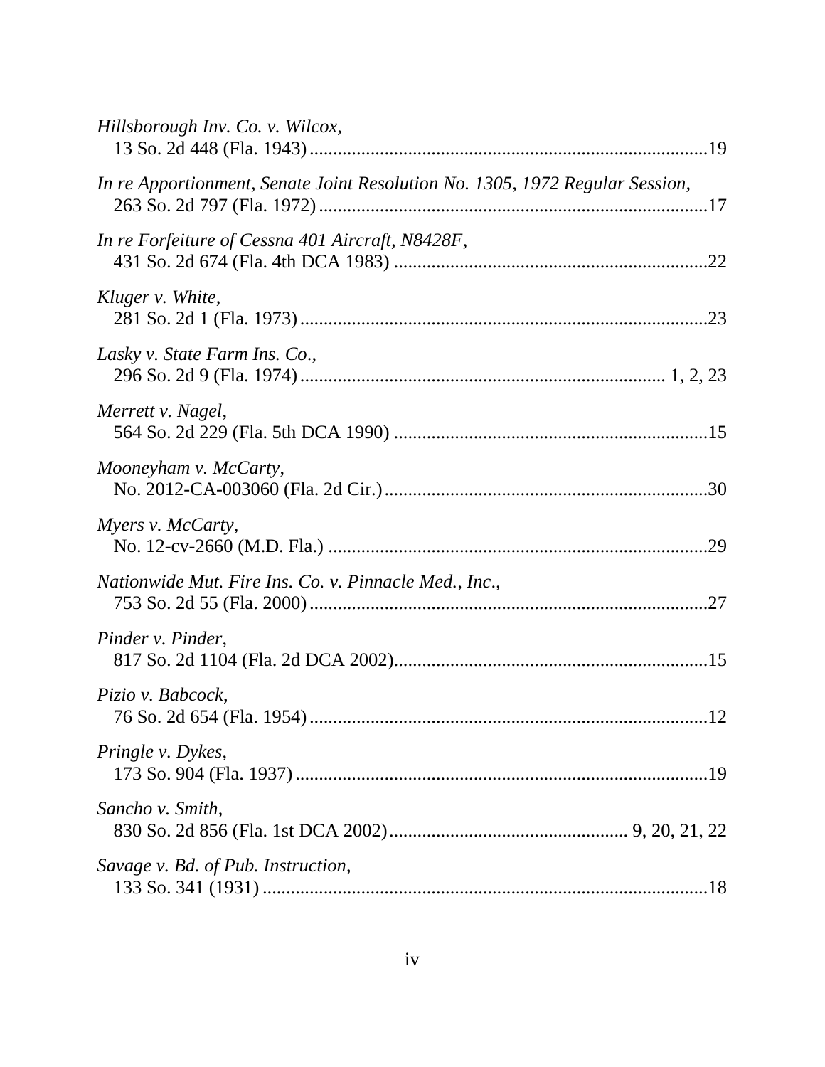*Hillsborough Inv. Co. v. Wilcox*,
13 So. 2d 448 (Fla. 1943)....................................................................................19

*In re Apportionment, Senate Joint Resolution No. 1305, 1972 Regular Session*,
263 So. 2d 797 (Fla. 1972)..................................................................................17

*In re Forfeiture of Cessna 401 Aircraft, N8428F*,
431 So. 2d 674 (Fla. 4th DCA 1983) ..................................................................22

*Kluger v. White*,
281 So. 2d 1 (Fla. 1973)......................................................................................23

*Lasky v. State Farm Ins. Co*.,
296 So. 2d 9 (Fla. 1974)........................................................................... 1, 2, 23

*Merrett v. Nagel*,
564 So. 2d 229 (Fla. 5th DCA 1990) ..................................................................15

*Mooneyham v. McCarty*,
No. 2012-CA-003060 (Fla. 2d Cir.)....................................................................30

*Myers v. McCarty*,
No. 12-cv-2660 (M.D. Fla.) ................................................................................29

*Nationwide Mut. Fire Ins. Co. v. Pinnacle Med., Inc*.,
753 So. 2d 55 (Fla. 2000)....................................................................................27

*Pinder v. Pinder*,
817 So. 2d 1104 (Fla. 2d DCA 2002)..................................................................15

*Pizio v. Babcock*,
76 So. 2d 654 (Fla. 1954)....................................................................................12

*Pringle v. Dykes*,
173 So. 904 (Fla. 1937)........................................................................................19

*Sancho v. Smith*,
830 So. 2d 856 (Fla. 1st DCA 2002).................................................. 9, 20, 21, 22

*Savage v. Bd. of Pub. Instruction*,
133 So. 341 (1931)..............................................................................................18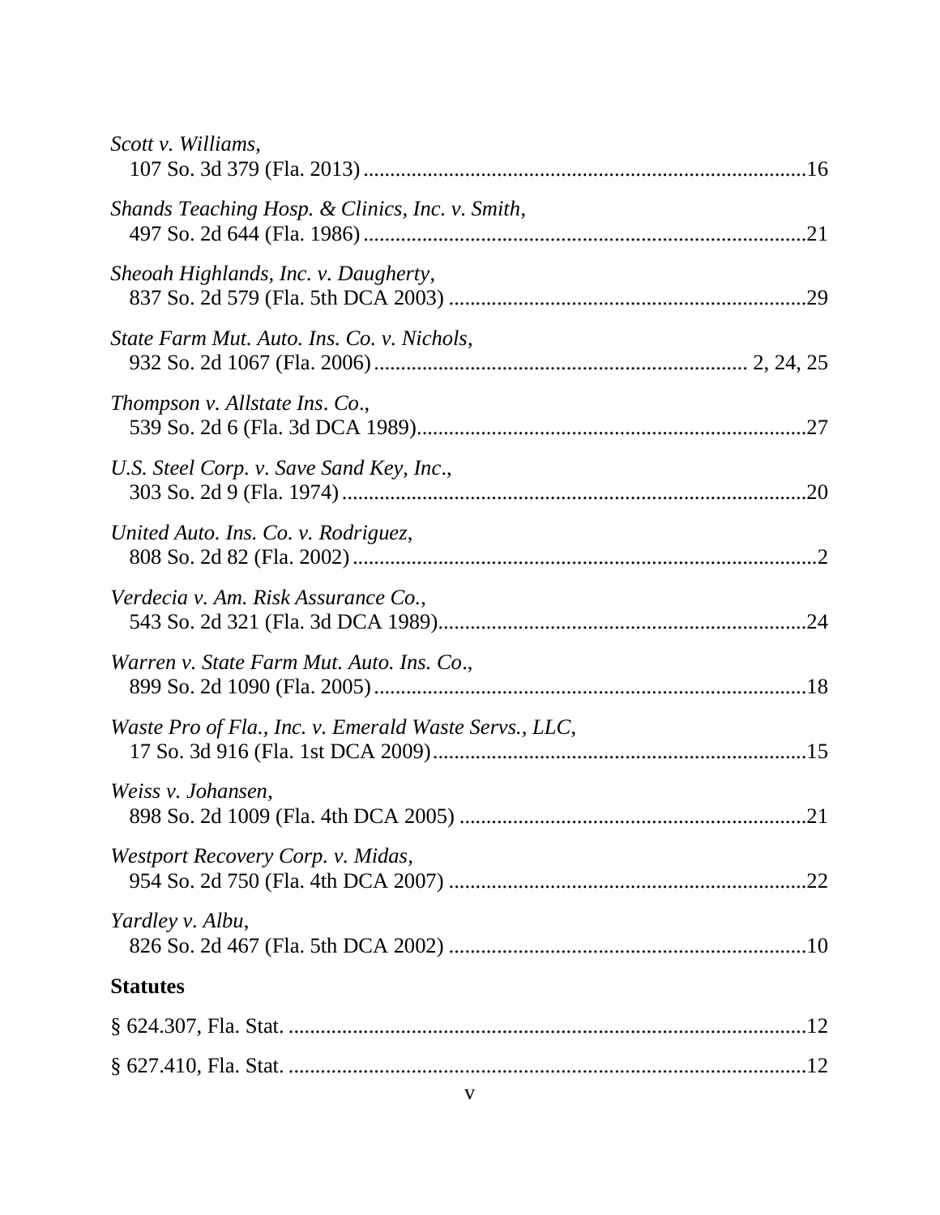*Scott v. Williams*,
107 So. 3d 379 (Fla. 2013) ....................................................................................16

*Shands Teaching Hosp. & Clinics, Inc. v. Smith*,
497 So. 2d 644 (Fla. 1986) ....................................................................................21

*Sheoah Highlands, Inc. v. Daugherty*,
837 So. 2d 579 (Fla. 5th DCA 2003) ...................................................................29

*State Farm Mut. Auto. Ins. Co. v. Nichols*,
932 So. 2d 1067 (Fla. 2006) .................................................................... 2, 24, 25

*Thompson v. Allstate Ins. Co*.,
539 So. 2d 6 (Fla. 3d DCA 1989).........................................................................27

*U.S. Steel Corp. v. Save Sand Key, Inc*.,
303 So. 2d 9 (Fla. 1974) ........................................................................................20

*United Auto. Ins. Co. v. Rodriguez*,
808 So. 2d 82 (Fla. 2002) ........................................................................................2

*Verdecia v. Am. Risk Assurance Co.*,
543 So. 2d 321 (Fla. 3d DCA 1989).....................................................................24

*Warren v. State Farm Mut. Auto. Ins. Co*.,
899 So. 2d 1090 (Fla. 2005) ..................................................................................18

*Waste Pro of Fla., Inc. v. Emerald Waste Servs., LLC*,
17 So. 3d 916 (Fla. 1st DCA 2009).......................................................................15

*Weiss v. Johansen*,
898 So. 2d 1009 (Fla. 4th DCA 2005) .................................................................21

*Westport Recovery Corp. v. Midas*,
954 So. 2d 750 (Fla. 4th DCA 2007) ...................................................................22

*Yardley v. Albu*,
826 So. 2d 467 (Fla. 5th DCA 2002) ...................................................................10

**Statutes**

§ 624.307, Fla. Stat. ..................................................................................................12

§ 627.410, Fla. Stat. ..................................................................................................12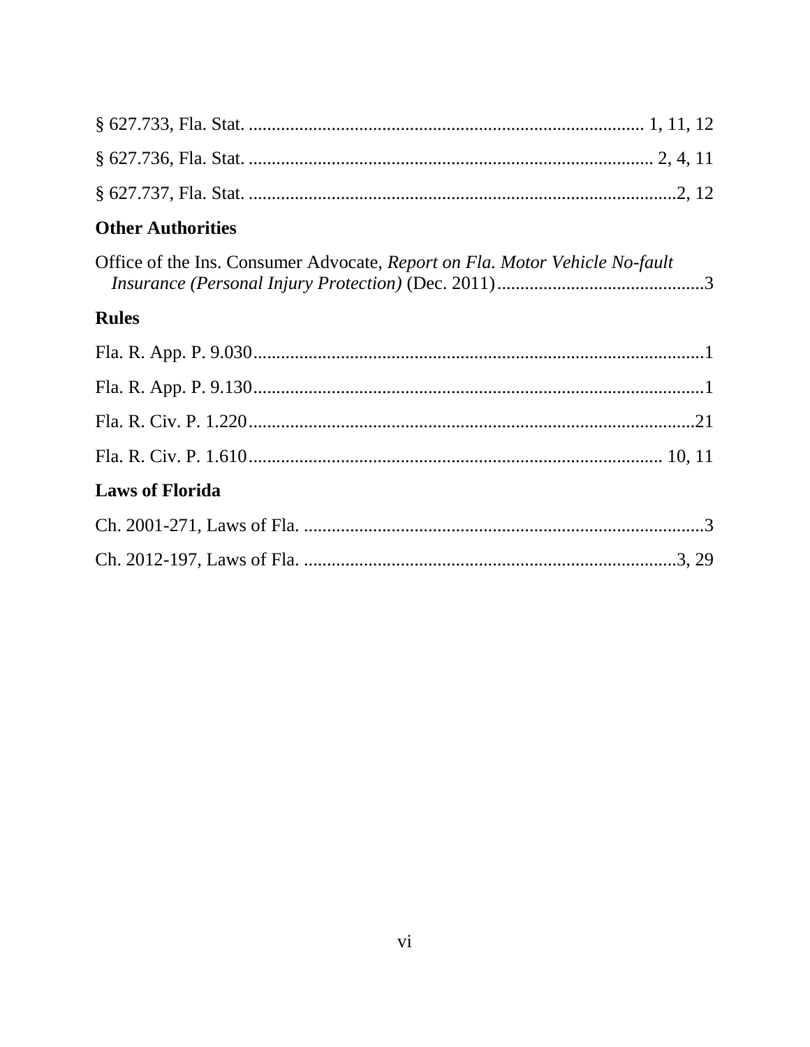§ 627.733, Fla. Stat. .................................................................................... 1, 11, 12

§ 627.736, Fla. Stat. ....................................................................................... 2, 4, 11

§ 627.737, Fla. Stat. ............................................................................................2, 12

## Other Authorities

Office of the Ins. Consumer Advocate, *Report on Fla. Motor Vehicle No-fault Insurance (Personal Injury Protection)* (Dec. 2011).............................................3

## Rules

Fla. R. App. P. 9.030.................................................................................................1

Fla. R. App. P. 9.130.................................................................................................1

Fla. R. Civ. P. 1.220................................................................................................21

Fla. R. Civ. P. 1.610........................................................................................ 10, 11

## Laws of Florida

Ch. 2001-271, Laws of Fla. .......................................................................................3

Ch. 2012-197, Laws of Fla. .................................................................................3, 29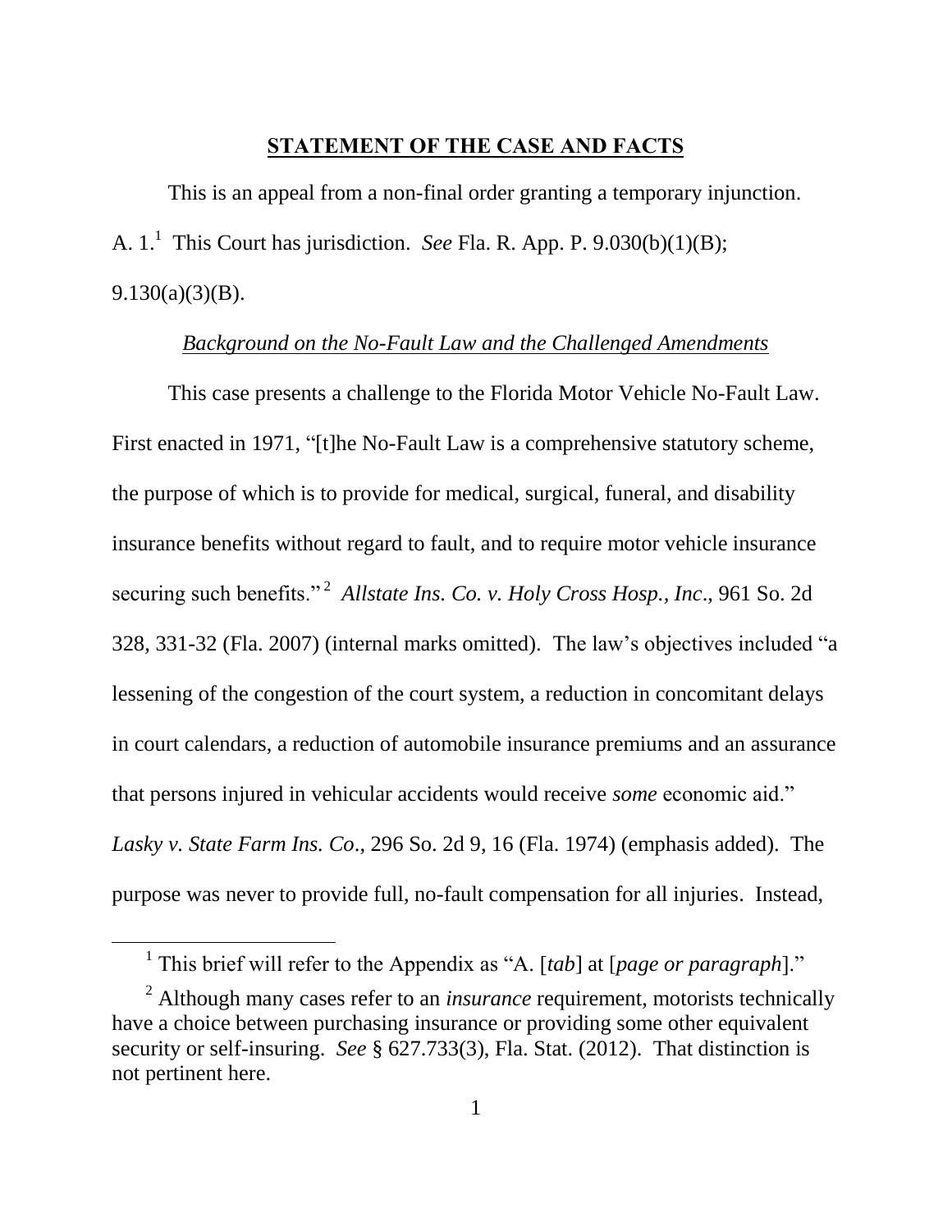## STATEMENT OF THE CASE AND FACTS

This is an appeal from a non-final order granting a temporary injunction. A. 1.[1] This Court has jurisdiction. *See* Fla. R. App. P. 9.030(b)(1)(B); 9.130(a)(3)(B).

### *Background on the No-Fault Law and the Challenged Amendments*

This case presents a challenge to the Florida Motor Vehicle No-Fault Law. First enacted in 1971, "[t]he No-Fault Law is a comprehensive statutory scheme, the purpose of which is to provide for medical, surgical, funeral, and disability insurance benefits without regard to fault, and to require motor vehicle insurance securing such benefits."[2] *Allstate Ins. Co. v. Holy Cross Hosp., Inc*., 961 So. 2d 328, 331-32 (Fla. 2007) (internal marks omitted). The law's objectives included "a lessening of the congestion of the court system, a reduction in concomitant delays in court calendars, a reduction of automobile insurance premiums and an assurance that persons injured in vehicular accidents would receive *some* economic aid." *Lasky v. State Farm Ins. Co*., 296 So. 2d 9, 16 (Fla. 1974) (emphasis added). The purpose was never to provide full, no-fault compensation for all injuries. Instead,

---

[1] This brief will refer to the Appendix as "A. [*tab*] at [*page or paragraph*]."

[2] Although many cases refer to an *insurance* requirement, motorists technically have a choice between purchasing insurance or providing some other equivalent security or self-insuring. *See* § 627.733(3), Fla. Stat. (2012). That distinction is not pertinent here.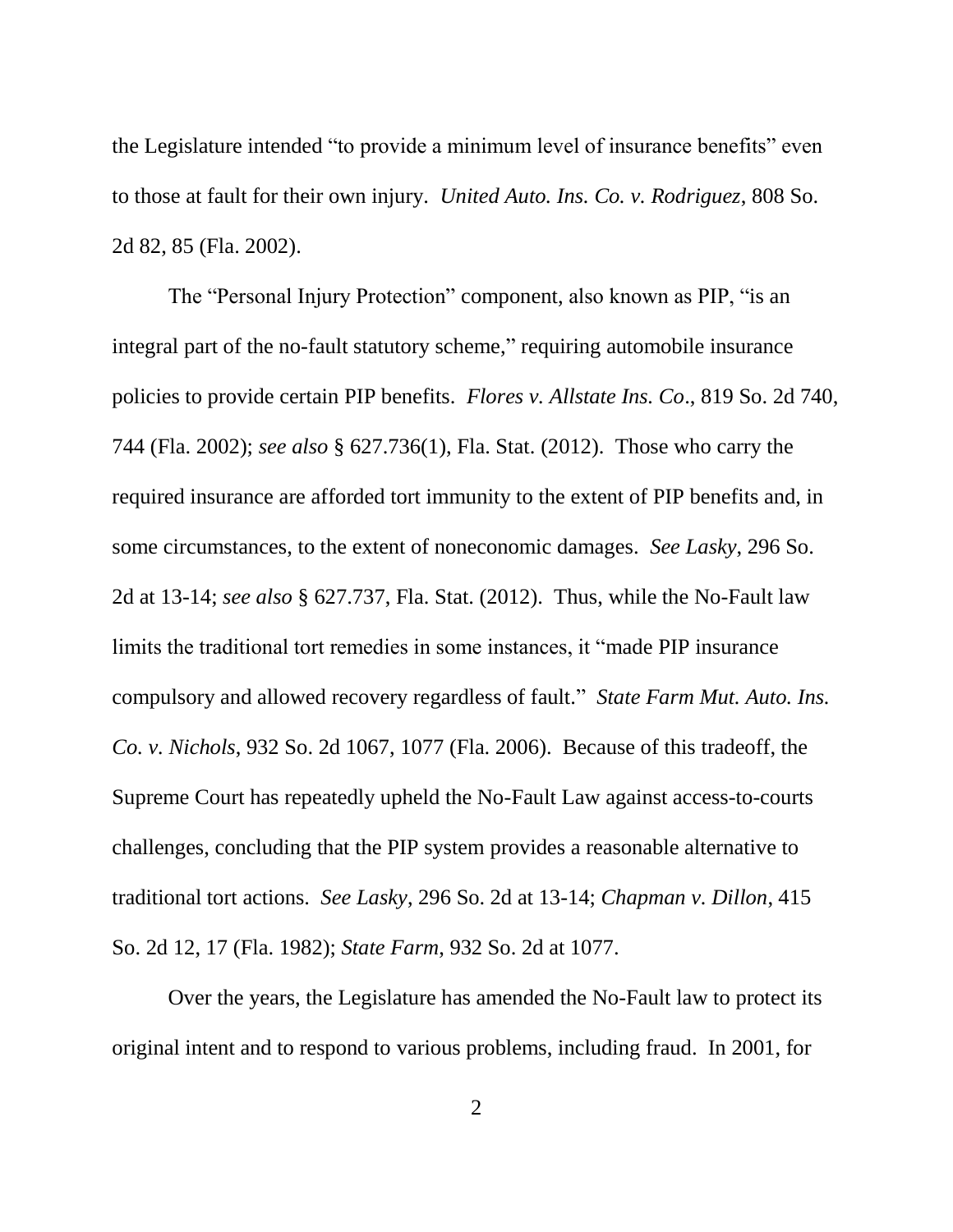the Legislature intended "to provide a minimum level of insurance benefits" even to those at fault for their own injury. *United Auto. Ins. Co. v. Rodriguez*, 808 So. 2d 82, 85 (Fla. 2002).

The "Personal Injury Protection" component, also known as PIP, "is an integral part of the no-fault statutory scheme," requiring automobile insurance policies to provide certain PIP benefits. *Flores v. Allstate Ins. Co*., 819 So. 2d 740, 744 (Fla. 2002); *see also* § 627.736(1), Fla. Stat. (2012). Those who carry the required insurance are afforded tort immunity to the extent of PIP benefits and, in some circumstances, to the extent of noneconomic damages. *See Lasky*, 296 So. 2d at 13-14; *see also* § 627.737, Fla. Stat. (2012). Thus, while the No-Fault law limits the traditional tort remedies in some instances, it "made PIP insurance compulsory and allowed recovery regardless of fault." *State Farm Mut. Auto. Ins. Co. v. Nichols*, 932 So. 2d 1067, 1077 (Fla. 2006). Because of this tradeoff, the Supreme Court has repeatedly upheld the No-Fault Law against access-to-courts challenges, concluding that the PIP system provides a reasonable alternative to traditional tort actions. *See Lasky*, 296 So. 2d at 13-14; *Chapman v. Dillon*, 415 So. 2d 12, 17 (Fla. 1982); *State Farm*, 932 So. 2d at 1077.

Over the years, the Legislature has amended the No-Fault law to protect its original intent and to respond to various problems, including fraud. In 2001, for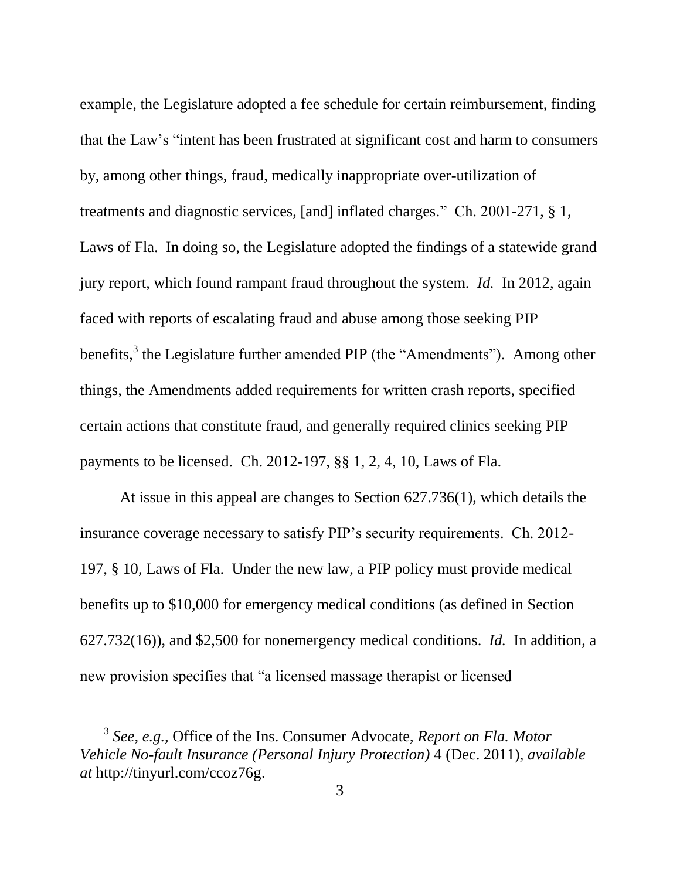example, the Legislature adopted a fee schedule for certain reimbursement, finding that the Law's "intent has been frustrated at significant cost and harm to consumers by, among other things, fraud, medically inappropriate over-utilization of treatments and diagnostic services, [and] inflated charges." Ch. 2001-271, § 1, Laws of Fla. In doing so, the Legislature adopted the findings of a statewide grand jury report, which found rampant fraud throughout the system. *Id.* In 2012, again faced with reports of escalating fraud and abuse among those seeking PIP benefits,[3] the Legislature further amended PIP (the "Amendments"). Among other things, the Amendments added requirements for written crash reports, specified certain actions that constitute fraud, and generally required clinics seeking PIP payments to be licensed. Ch. 2012-197, §§ 1, 2, 4, 10, Laws of Fla.

At issue in this appeal are changes to Section 627.736(1), which details the insurance coverage necessary to satisfy PIP's security requirements. Ch. 2012-197, § 10, Laws of Fla. Under the new law, a PIP policy must provide medical benefits up to $10,000 for emergency medical conditions (as defined in Section 627.732(16)), and $2,500 for nonemergency medical conditions. *Id.* In addition, a new provision specifies that "a licensed massage therapist or licensed

---

[3] *See, e.g.*, Office of the Ins. Consumer Advocate, *Report on Fla. Motor Vehicle No-fault Insurance (Personal Injury Protection)* 4 (Dec. 2011), *available at* http://tinyurl.com/ccoz76g.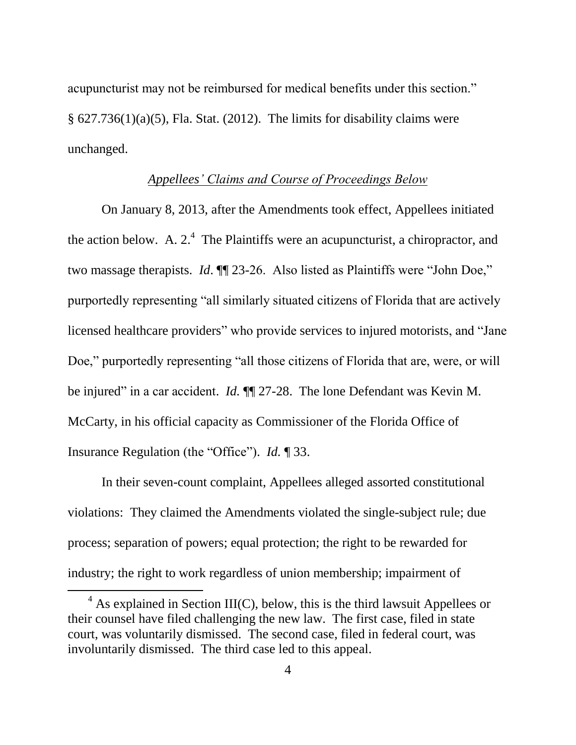acupuncturist may not be reimbursed for medical benefits under this section." § 627.736(1)(a)(5), Fla. Stat. (2012). The limits for disability claims were unchanged.

*Appellees' Claims and Course of Proceedings Below*

On January 8, 2013, after the Amendments took effect, Appellees initiated the action below. A. 2.[4] The Plaintiffs were an acupuncturist, a chiropractor, and two massage therapists. *Id*. ¶¶ 23-26. Also listed as Plaintiffs were "John Doe," purportedly representing "all similarly situated citizens of Florida that are actively licensed healthcare providers" who provide services to injured motorists, and "Jane Doe," purportedly representing "all those citizens of Florida that are, were, or will be injured" in a car accident. *Id.* ¶¶ 27-28. The lone Defendant was Kevin M. McCarty, in his official capacity as Commissioner of the Florida Office of Insurance Regulation (the "Office"). *Id.* ¶ 33.

In their seven-count complaint, Appellees alleged assorted constitutional violations: They claimed the Amendments violated the single-subject rule; due process; separation of powers; equal protection; the right to be rewarded for industry; the right to work regardless of union membership; impairment of

[4] As explained in Section III(C), below, this is the third lawsuit Appellees or their counsel have filed challenging the new law. The first case, filed in state court, was voluntarily dismissed. The second case, filed in federal court, was involuntarily dismissed. The third case led to this appeal.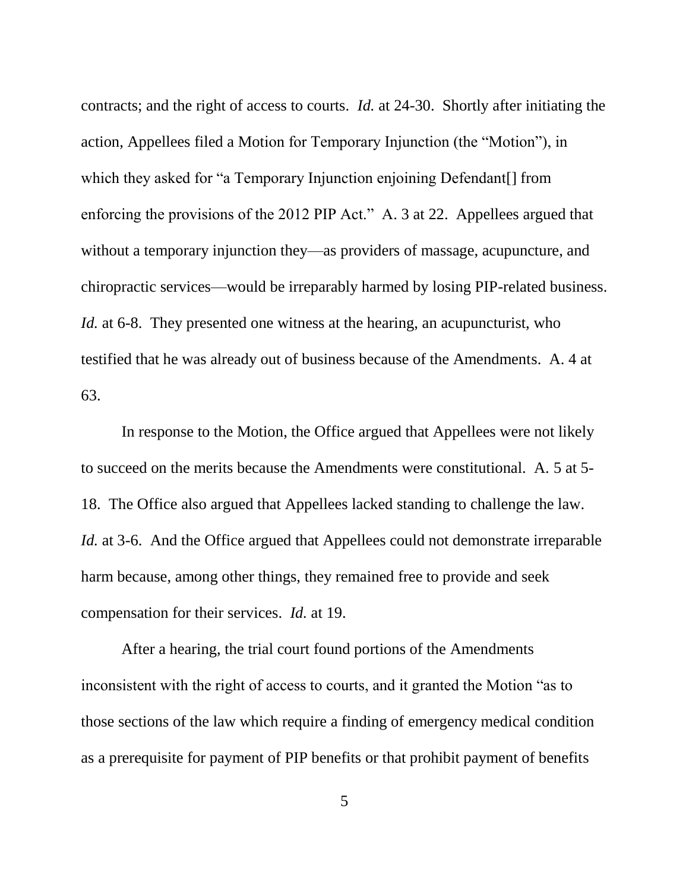contracts; and the right of access to courts. *Id.* at 24-30. Shortly after initiating the action, Appellees filed a Motion for Temporary Injunction (the "Motion"), in which they asked for "a Temporary Injunction enjoining Defendant[] from enforcing the provisions of the 2012 PIP Act." A. 3 at 22. Appellees argued that without a temporary injunction they—as providers of massage, acupuncture, and chiropractic services—would be irreparably harmed by losing PIP-related business. *Id.* at 6-8. They presented one witness at the hearing, an acupuncturist, who testified that he was already out of business because of the Amendments. A. 4 at 63.

In response to the Motion, the Office argued that Appellees were not likely to succeed on the merits because the Amendments were constitutional. A. 5 at 5-18. The Office also argued that Appellees lacked standing to challenge the law. *Id.* at 3-6. And the Office argued that Appellees could not demonstrate irreparable harm because, among other things, they remained free to provide and seek compensation for their services. *Id.* at 19.

After a hearing, the trial court found portions of the Amendments inconsistent with the right of access to courts, and it granted the Motion "as to those sections of the law which require a finding of emergency medical condition as a prerequisite for payment of PIP benefits or that prohibit payment of benefits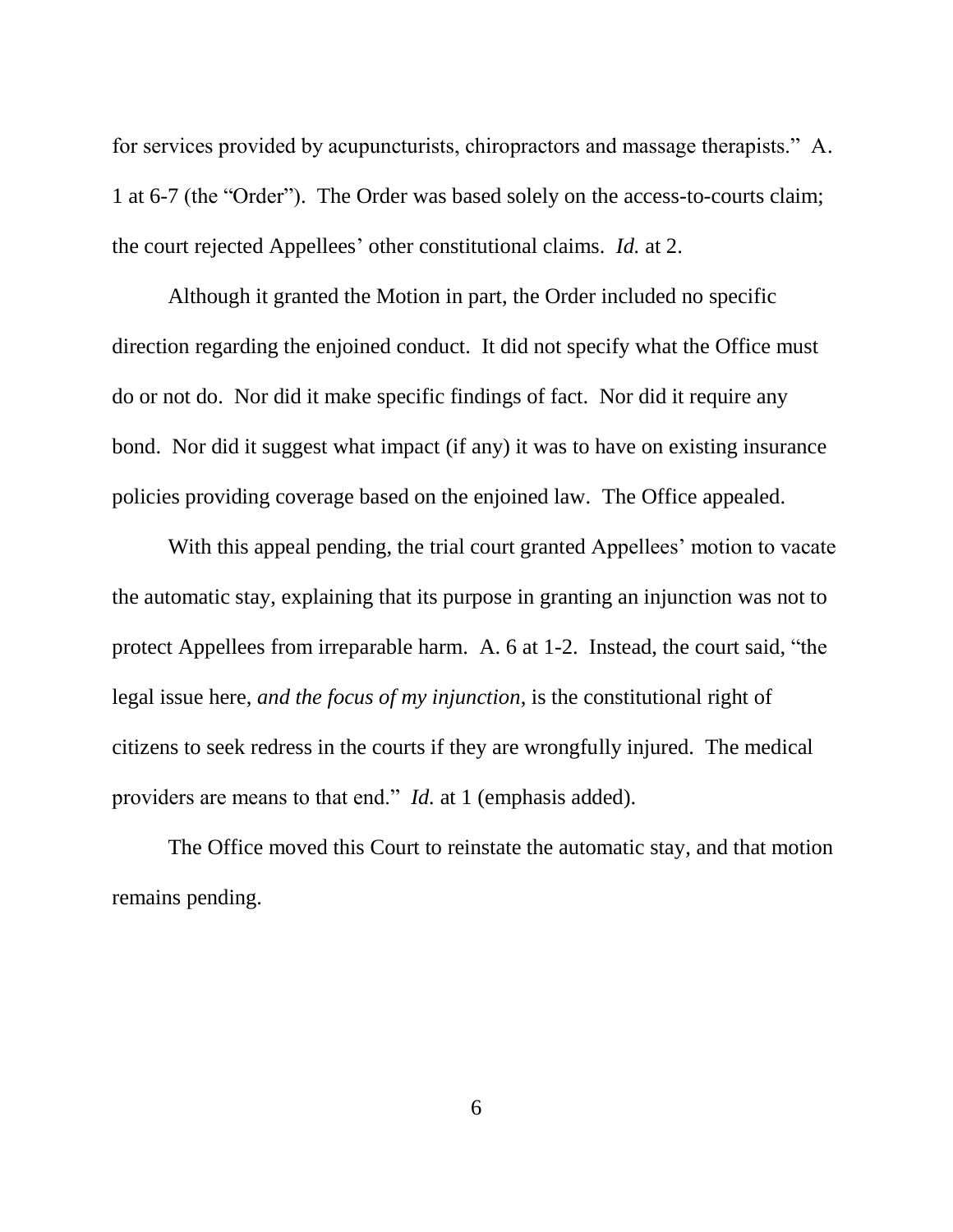for services provided by acupuncturists, chiropractors and massage therapists." A. 1 at 6-7 (the "Order"). The Order was based solely on the access-to-courts claim; the court rejected Appellees' other constitutional claims. *Id.* at 2.

Although it granted the Motion in part, the Order included no specific direction regarding the enjoined conduct. It did not specify what the Office must do or not do. Nor did it make specific findings of fact. Nor did it require any bond. Nor did it suggest what impact (if any) it was to have on existing insurance policies providing coverage based on the enjoined law. The Office appealed.

With this appeal pending, the trial court granted Appellees' motion to vacate the automatic stay, explaining that its purpose in granting an injunction was not to protect Appellees from irreparable harm. A. 6 at 1-2. Instead, the court said, "the legal issue here, *and the focus of my injunction*, is the constitutional right of citizens to seek redress in the courts if they are wrongfully injured. The medical providers are means to that end." *Id.* at 1 (emphasis added).

The Office moved this Court to reinstate the automatic stay, and that motion remains pending.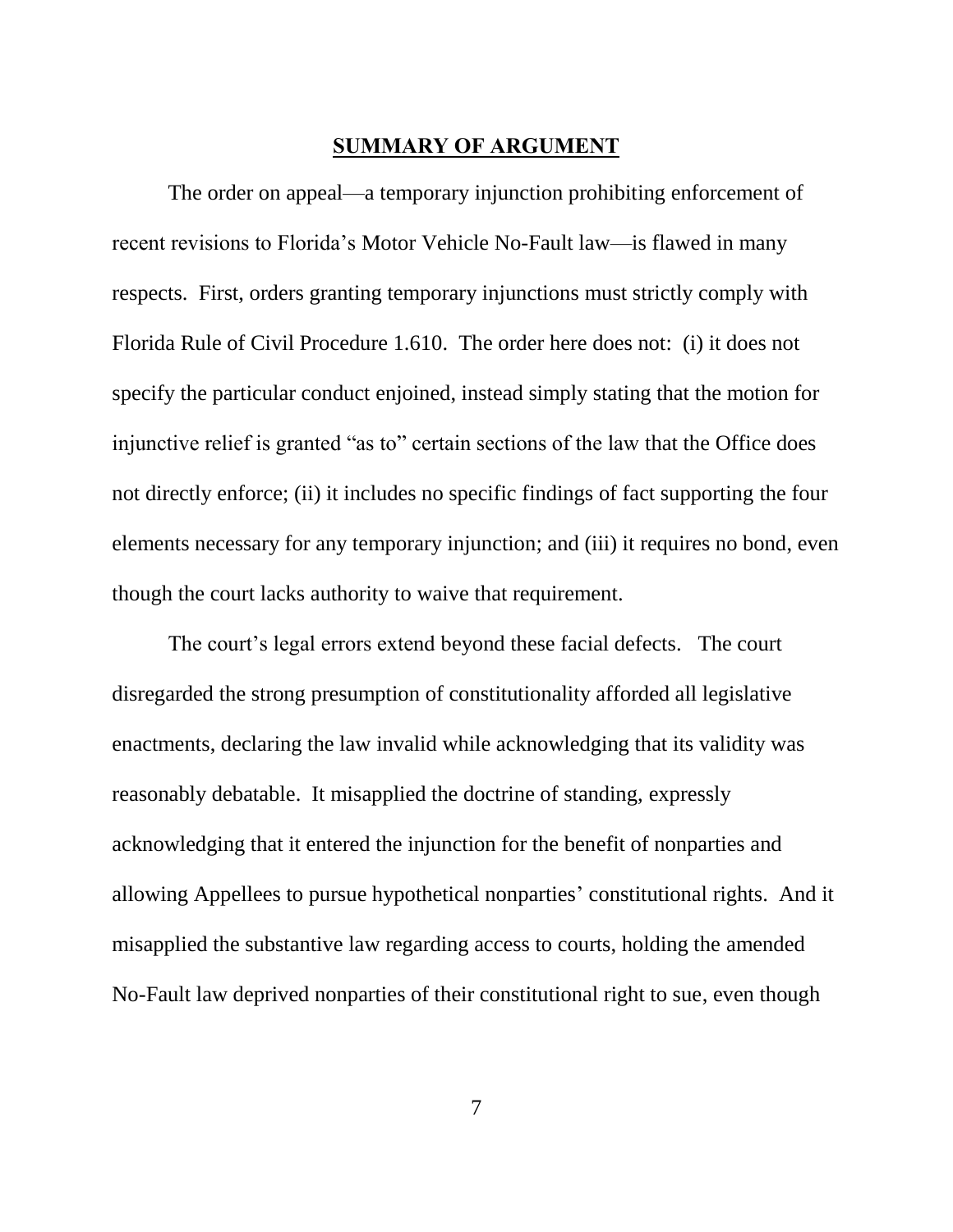## SUMMARY OF ARGUMENT

The order on appeal—a temporary injunction prohibiting enforcement of recent revisions to Florida's Motor Vehicle No-Fault law—is flawed in many respects. First, orders granting temporary injunctions must strictly comply with Florida Rule of Civil Procedure 1.610. The order here does not: (i) it does not specify the particular conduct enjoined, instead simply stating that the motion for injunctive relief is granted "as to" certain sections of the law that the Office does not directly enforce; (ii) it includes no specific findings of fact supporting the four elements necessary for any temporary injunction; and (iii) it requires no bond, even though the court lacks authority to waive that requirement.

The court's legal errors extend beyond these facial defects. The court disregarded the strong presumption of constitutionality afforded all legislative enactments, declaring the law invalid while acknowledging that its validity was reasonably debatable. It misapplied the doctrine of standing, expressly acknowledging that it entered the injunction for the benefit of nonparties and allowing Appellees to pursue hypothetical nonparties' constitutional rights. And it misapplied the substantive law regarding access to courts, holding the amended No-Fault law deprived nonparties of their constitutional right to sue, even though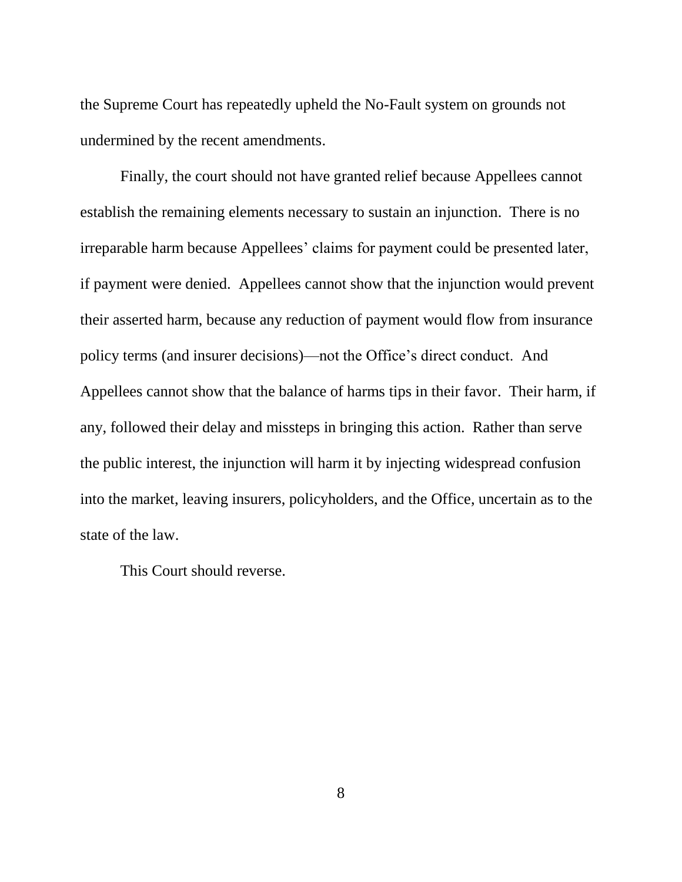the Supreme Court has repeatedly upheld the No-Fault system on grounds not undermined by the recent amendments.

Finally, the court should not have granted relief because Appellees cannot establish the remaining elements necessary to sustain an injunction. There is no irreparable harm because Appellees' claims for payment could be presented later, if payment were denied. Appellees cannot show that the injunction would prevent their asserted harm, because any reduction of payment would flow from insurance policy terms (and insurer decisions)—not the Office's direct conduct. And Appellees cannot show that the balance of harms tips in their favor. Their harm, if any, followed their delay and missteps in bringing this action. Rather than serve the public interest, the injunction will harm it by injecting widespread confusion into the market, leaving insurers, policyholders, and the Office, uncertain as to the state of the law.

This Court should reverse.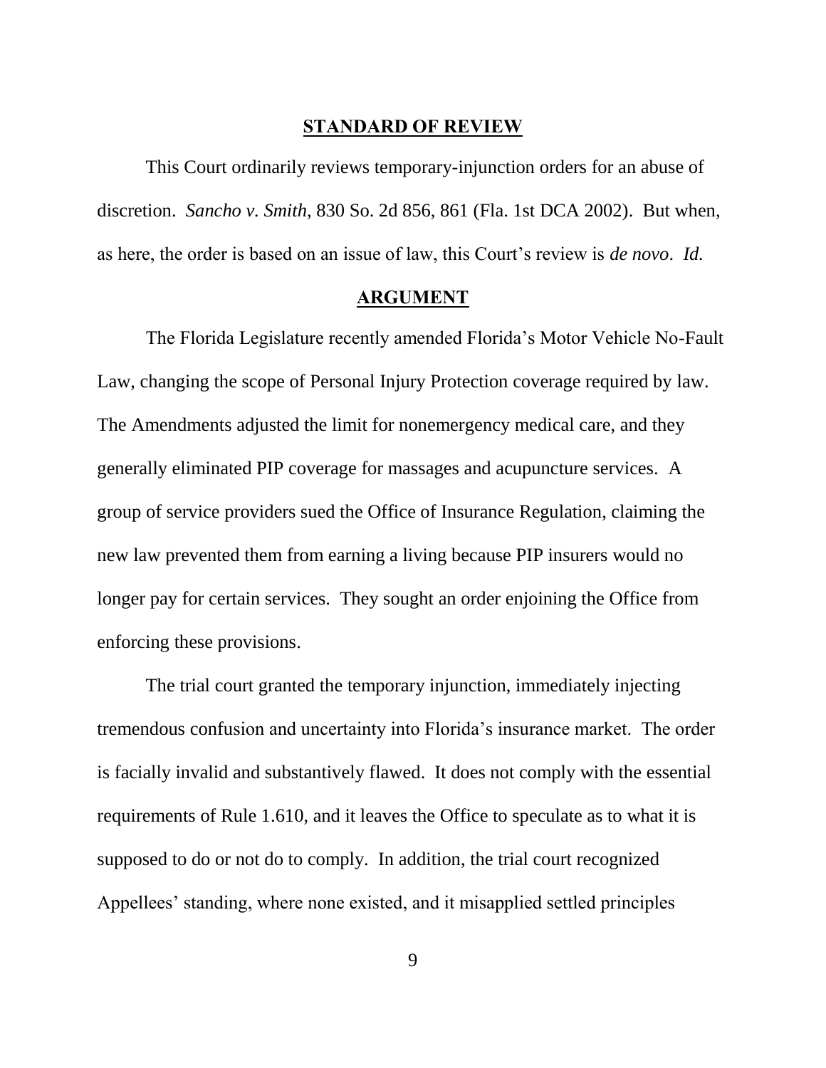## STANDARD OF REVIEW

This Court ordinarily reviews temporary-injunction orders for an abuse of discretion. *Sancho v. Smith*, 830 So. 2d 856, 861 (Fla. 1st DCA 2002). But when, as here, the order is based on an issue of law, this Court's review is *de novo*. *Id.*

## ARGUMENT

The Florida Legislature recently amended Florida's Motor Vehicle No-Fault Law, changing the scope of Personal Injury Protection coverage required by law. The Amendments adjusted the limit for nonemergency medical care, and they generally eliminated PIP coverage for massages and acupuncture services. A group of service providers sued the Office of Insurance Regulation, claiming the new law prevented them from earning a living because PIP insurers would no longer pay for certain services. They sought an order enjoining the Office from enforcing these provisions.

The trial court granted the temporary injunction, immediately injecting tremendous confusion and uncertainty into Florida's insurance market. The order is facially invalid and substantively flawed. It does not comply with the essential requirements of Rule 1.610, and it leaves the Office to speculate as to what it is supposed to do or not do to comply. In addition, the trial court recognized Appellees' standing, where none existed, and it misapplied settled principles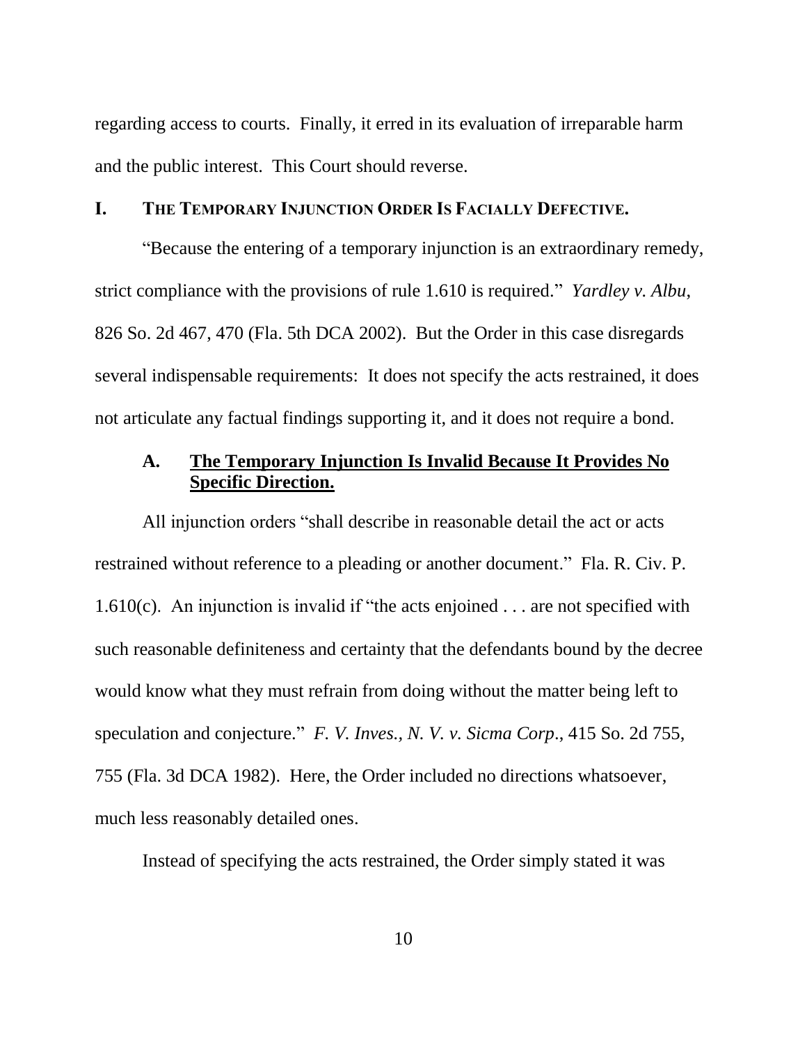regarding access to courts. Finally, it erred in its evaluation of irreparable harm and the public interest. This Court should reverse.

## I. THE TEMPORARY INJUNCTION ORDER IS FACIALLY DEFECTIVE.

"Because the entering of a temporary injunction is an extraordinary remedy, strict compliance with the provisions of rule 1.610 is required." *Yardley v. Albu*, 826 So. 2d 467, 470 (Fla. 5th DCA 2002). But the Order in this case disregards several indispensable requirements: It does not specify the acts restrained, it does not articulate any factual findings supporting it, and it does not require a bond.

### A. The Temporary Injunction Is Invalid Because It Provides No Specific Direction.

All injunction orders "shall describe in reasonable detail the act or acts restrained without reference to a pleading or another document." Fla. R. Civ. P. 1.610(c). An injunction is invalid if "the acts enjoined . . . are not specified with such reasonable definiteness and certainty that the defendants bound by the decree would know what they must refrain from doing without the matter being left to speculation and conjecture." *F. V. Inves., N. V. v. Sicma Corp.*, 415 So. 2d 755, 755 (Fla. 3d DCA 1982). Here, the Order included no directions whatsoever, much less reasonably detailed ones.

Instead of specifying the acts restrained, the Order simply stated it was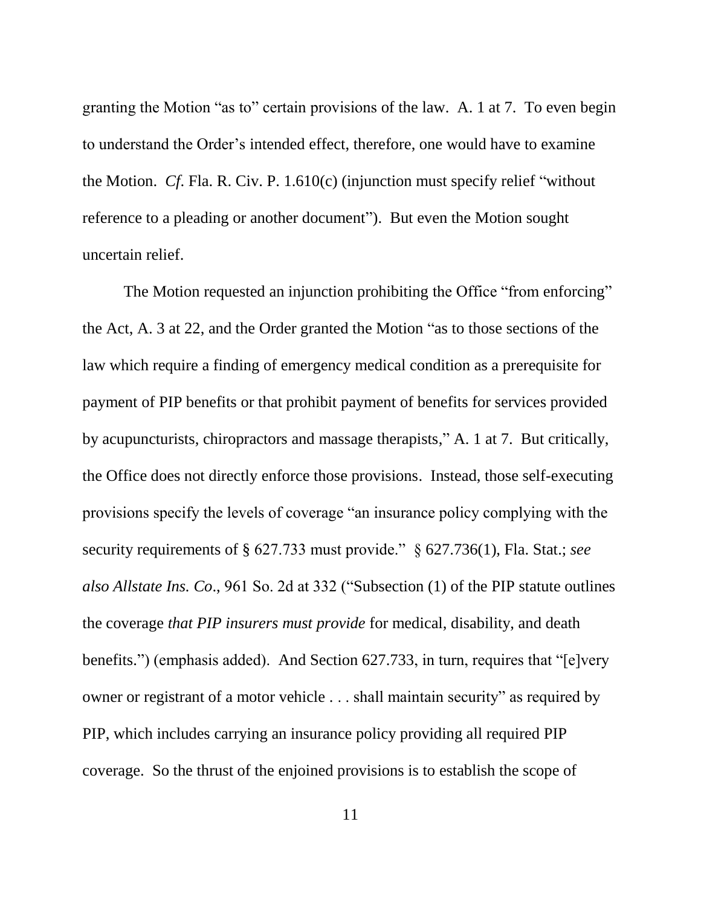granting the Motion "as to" certain provisions of the law. A. 1 at 7. To even begin to understand the Order's intended effect, therefore, one would have to examine the Motion. *Cf*. Fla. R. Civ. P. 1.610(c) (injunction must specify relief "without reference to a pleading or another document"). But even the Motion sought uncertain relief.

The Motion requested an injunction prohibiting the Office "from enforcing" the Act, A. 3 at 22, and the Order granted the Motion "as to those sections of the law which require a finding of emergency medical condition as a prerequisite for payment of PIP benefits or that prohibit payment of benefits for services provided by acupuncturists, chiropractors and massage therapists," A. 1 at 7. But critically, the Office does not directly enforce those provisions. Instead, those self-executing provisions specify the levels of coverage "an insurance policy complying with the security requirements of § 627.733 must provide." § 627.736(1), Fla. Stat.; *see also Allstate Ins. Co*., 961 So. 2d at 332 ("Subsection (1) of the PIP statute outlines the coverage *that PIP insurers must provide* for medical, disability, and death benefits.") (emphasis added). And Section 627.733, in turn, requires that "[e]very owner or registrant of a motor vehicle . . . shall maintain security" as required by PIP, which includes carrying an insurance policy providing all required PIP coverage. So the thrust of the enjoined provisions is to establish the scope of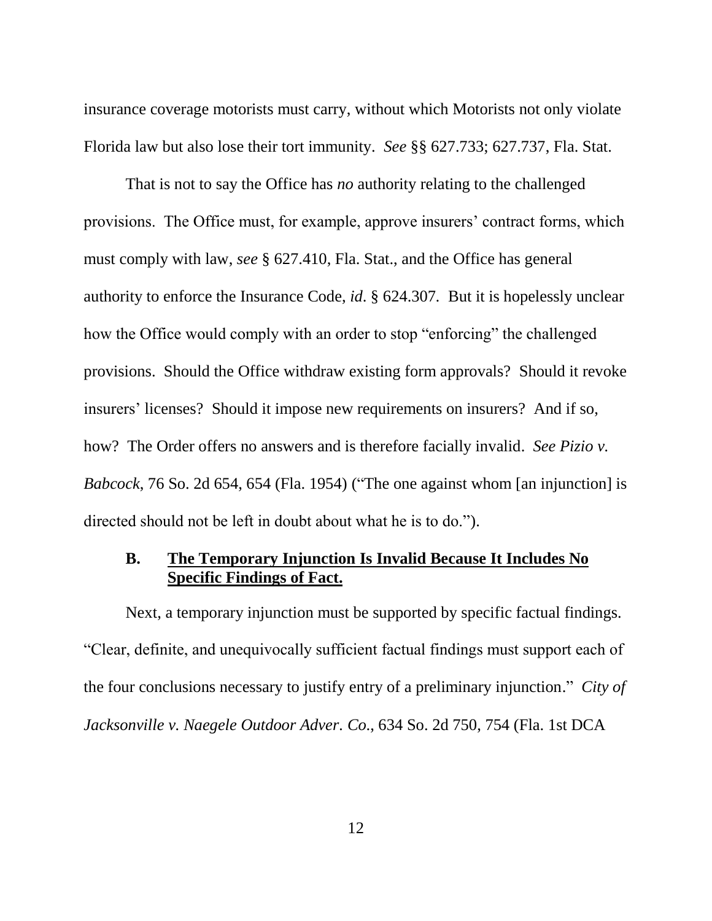insurance coverage motorists must carry, without which Motorists not only violate Florida law but also lose their tort immunity. *See* §§ 627.733; 627.737, Fla. Stat.

That is not to say the Office has *no* authority relating to the challenged provisions. The Office must, for example, approve insurers' contract forms, which must comply with law, *see* § 627.410, Fla. Stat., and the Office has general authority to enforce the Insurance Code, *id*. § 624.307. But it is hopelessly unclear how the Office would comply with an order to stop "enforcing" the challenged provisions. Should the Office withdraw existing form approvals? Should it revoke insurers' licenses? Should it impose new requirements on insurers? And if so, how? The Order offers no answers and is therefore facially invalid. *See Pizio v. Babcock*, 76 So. 2d 654, 654 (Fla. 1954) ("The one against whom [an injunction] is directed should not be left in doubt about what he is to do.").

### B. <u>The Temporary Injunction Is Invalid Because It Includes No Specific Findings of Fact.</u>

Next, a temporary injunction must be supported by specific factual findings. "Clear, definite, and unequivocally sufficient factual findings must support each of the four conclusions necessary to justify entry of a preliminary injunction." *City of Jacksonville v. Naegele Outdoor Adver. Co.*, 634 So. 2d 750, 754 (Fla. 1st DCA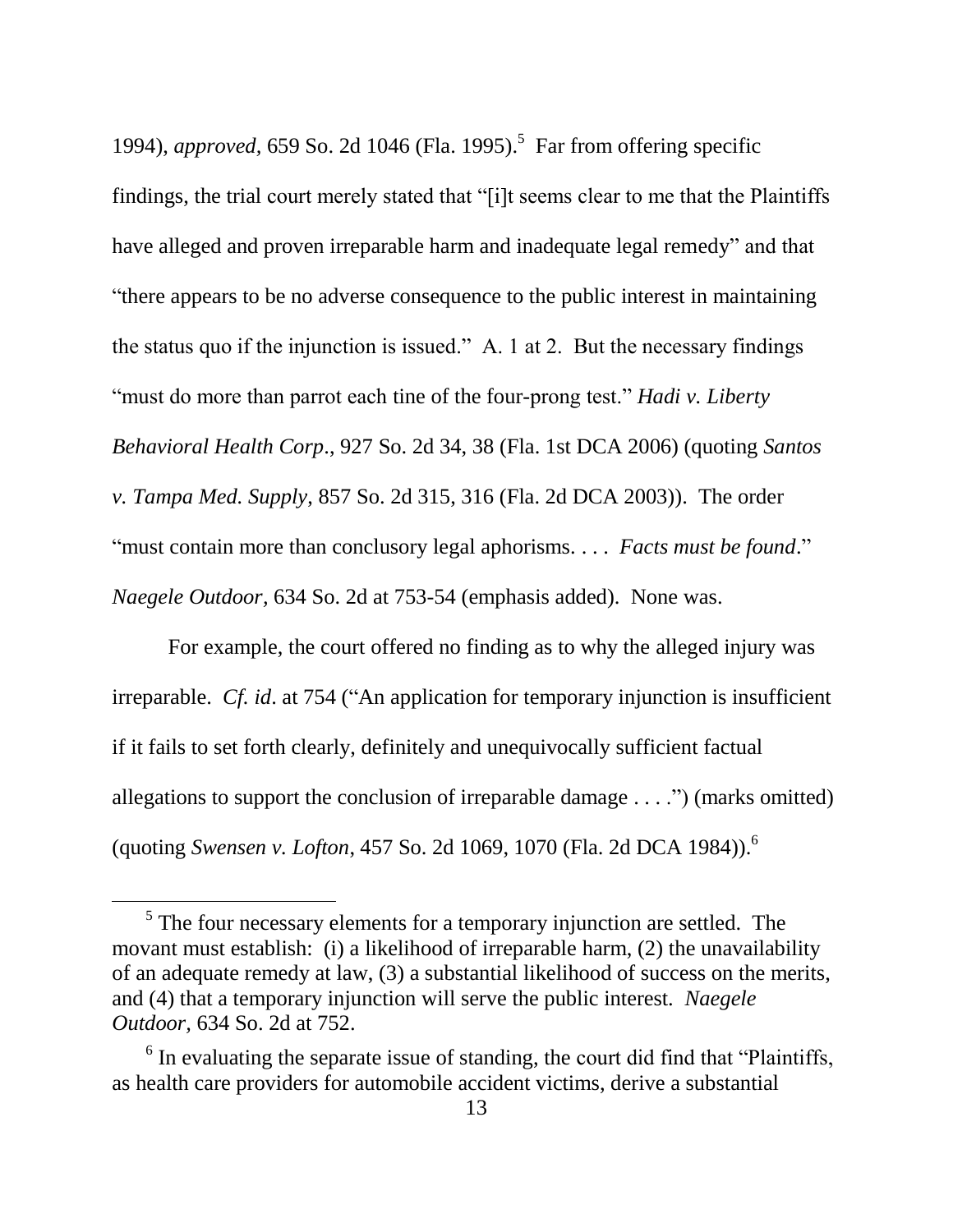1994), *approved*, 659 So. 2d 1046 (Fla. 1995).[5] Far from offering specific findings, the trial court merely stated that "[i]t seems clear to me that the Plaintiffs have alleged and proven irreparable harm and inadequate legal remedy" and that "there appears to be no adverse consequence to the public interest in maintaining the status quo if the injunction is issued." A. 1 at 2. But the necessary findings "must do more than parrot each tine of the four-prong test." *Hadi v. Liberty Behavioral Health Corp*., 927 So. 2d 34, 38 (Fla. 1st DCA 2006) (quoting *Santos v. Tampa Med. Supply*, 857 So. 2d 315, 316 (Fla. 2d DCA 2003)). The order "must contain more than conclusory legal aphorisms. . . . *Facts must be found*." *Naegele Outdoor*, 634 So. 2d at 753-54 (emphasis added). None was.

For example, the court offered no finding as to why the alleged injury was irreparable. *Cf. id*. at 754 ("An application for temporary injunction is insufficient if it fails to set forth clearly, definitely and unequivocally sufficient factual allegations to support the conclusion of irreparable damage . . . .") (marks omitted) (quoting *Swensen v. Lofton*, 457 So. 2d 1069, 1070 (Fla. 2d DCA 1984)).[6]

---

[5] The four necessary elements for a temporary injunction are settled. The movant must establish: (i) a likelihood of irreparable harm, (2) the unavailability of an adequate remedy at law, (3) a substantial likelihood of success on the merits, and (4) that a temporary injunction will serve the public interest. *Naegele Outdoor*, 634 So. 2d at 752.

[6] In evaluating the separate issue of standing, the court did find that "Plaintiffs, as health care providers for automobile accident victims, derive a substantial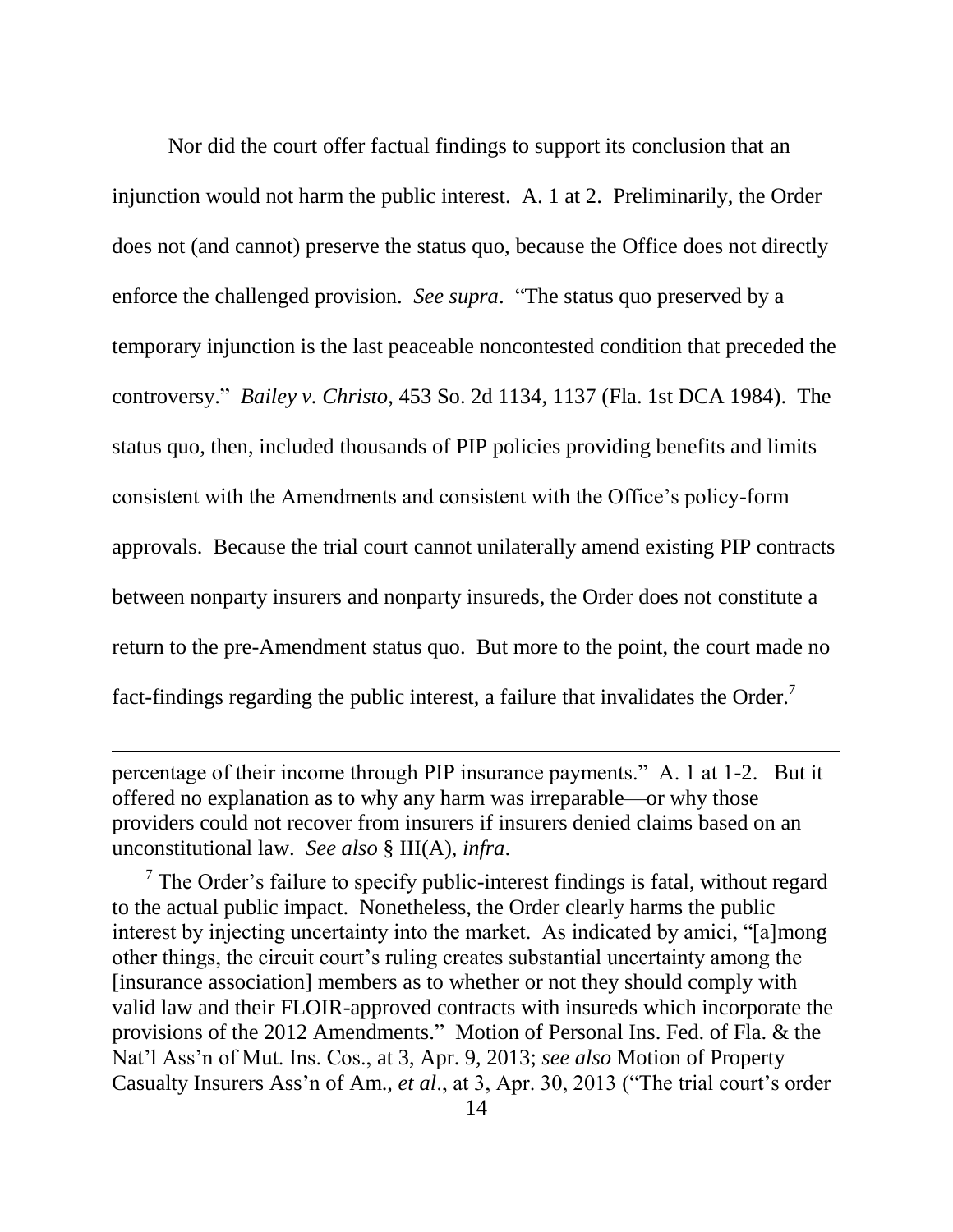Nor did the court offer factual findings to support its conclusion that an injunction would not harm the public interest. A. 1 at 2. Preliminarily, the Order does not (and cannot) preserve the status quo, because the Office does not directly enforce the challenged provision. *See supra*. "The status quo preserved by a temporary injunction is the last peaceable noncontested condition that preceded the controversy." *Bailey v. Christo*, 453 So. 2d 1134, 1137 (Fla. 1st DCA 1984). The status quo, then, included thousands of PIP policies providing benefits and limits consistent with the Amendments and consistent with the Office's policy-form approvals. Because the trial court cannot unilaterally amend existing PIP contracts between nonparty insurers and nonparty insureds, the Order does not constitute a return to the pre-Amendment status quo. But more to the point, the court made no fact-findings regarding the public interest, a failure that invalidates the Order.[7]

---

percentage of their income through PIP insurance payments." A. 1 at 1-2. But it offered no explanation as to why any harm was irreparable—or why those providers could not recover from insurers if insurers denied claims based on an unconstitutional law. *See also* § III(A), *infra*.

[7] The Order's failure to specify public-interest findings is fatal, without regard to the actual public impact. Nonetheless, the Order clearly harms the public interest by injecting uncertainty into the market. As indicated by amici, "[a]mong other things, the circuit court's ruling creates substantial uncertainty among the [insurance association] members as to whether or not they should comply with valid law and their FLOIR-approved contracts with insureds which incorporate the provisions of the 2012 Amendments." Motion of Personal Ins. Fed. of Fla. & the Nat'l Ass'n of Mut. Ins. Cos., at 3, Apr. 9, 2013; *see also* Motion of Property Casualty Insurers Ass'n of Am., *et al*., at 3, Apr. 30, 2013 ("The trial court's order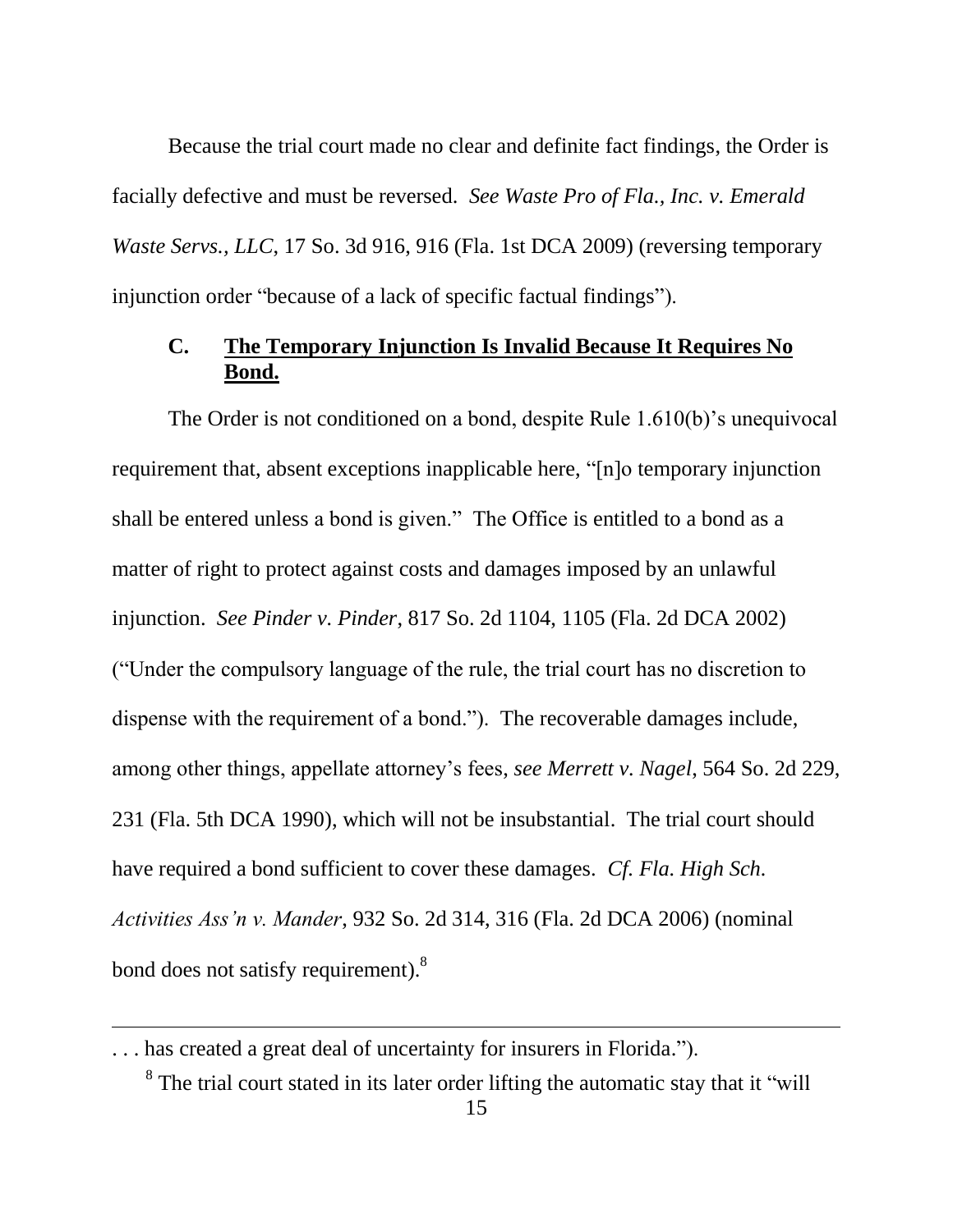Because the trial court made no clear and definite fact findings, the Order is facially defective and must be reversed. *See Waste Pro of Fla., Inc. v. Emerald Waste Servs., LLC*, 17 So. 3d 916, 916 (Fla. 1st DCA 2009) (reversing temporary injunction order "because of a lack of specific factual findings").

### C. **The Temporary Injunction Is Invalid Because It Requires No Bond.**

The Order is not conditioned on a bond, despite Rule 1.610(b)'s unequivocal requirement that, absent exceptions inapplicable here, "[n]o temporary injunction shall be entered unless a bond is given." The Office is entitled to a bond as a matter of right to protect against costs and damages imposed by an unlawful injunction. *See Pinder v. Pinder*, 817 So. 2d 1104, 1105 (Fla. 2d DCA 2002) ("Under the compulsory language of the rule, the trial court has no discretion to dispense with the requirement of a bond."). The recoverable damages include, among other things, appellate attorney's fees, *see Merrett v. Nagel*, 564 So. 2d 229, 231 (Fla. 5th DCA 1990), which will not be insubstantial. The trial court should have required a bond sufficient to cover these damages. *Cf. Fla. High Sch. Activities Ass'n v. Mander*, 932 So. 2d 314, 316 (Fla. 2d DCA 2006) (nominal bond does not satisfy requirement).[8]

---

. . . has created a great deal of uncertainty for insurers in Florida.").

[8] The trial court stated in its later order lifting the automatic stay that it "will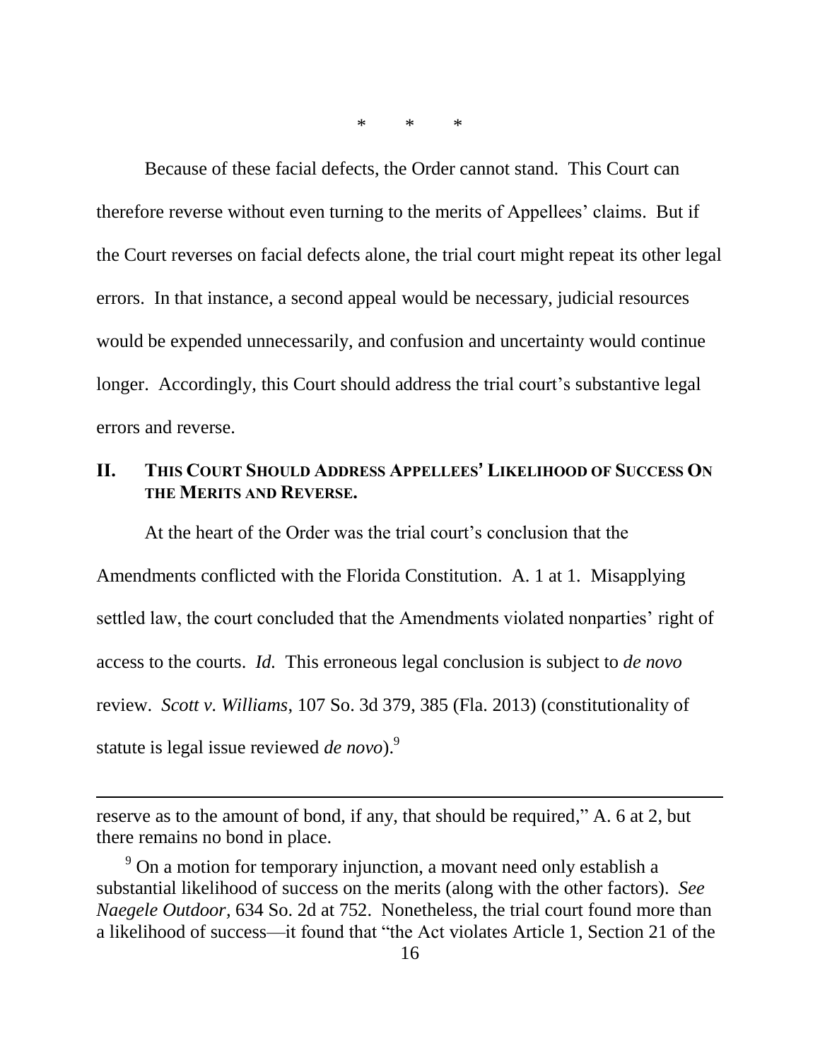\*　　\*　　\*

Because of these facial defects, the Order cannot stand. This Court can therefore reverse without even turning to the merits of Appellees' claims. But if the Court reverses on facial defects alone, the trial court might repeat its other legal errors. In that instance, a second appeal would be necessary, judicial resources would be expended unnecessarily, and confusion and uncertainty would continue longer. Accordingly, this Court should address the trial court's substantive legal errors and reverse.

## II. THIS COURT SHOULD ADDRESS APPELLEES' LIKELIHOOD OF SUCCESS ON THE MERITS AND REVERSE.

At the heart of the Order was the trial court's conclusion that the Amendments conflicted with the Florida Constitution. A. 1 at 1. Misapplying settled law, the court concluded that the Amendments violated nonparties' right of access to the courts. *Id.* This erroneous legal conclusion is subject to *de novo* review. *Scott v. Williams*, 107 So. 3d 379, 385 (Fla. 2013) (constitutionality of statute is legal issue reviewed *de novo*).[9]

---

reserve as to the amount of bond, if any, that should be required," A. 6 at 2, but there remains no bond in place.

[9] On a motion for temporary injunction, a movant need only establish a substantial likelihood of success on the merits (along with the other factors). *See Naegele Outdoor*, 634 So. 2d at 752. Nonetheless, the trial court found more than a likelihood of success—it found that "the Act violates Article 1, Section 21 of the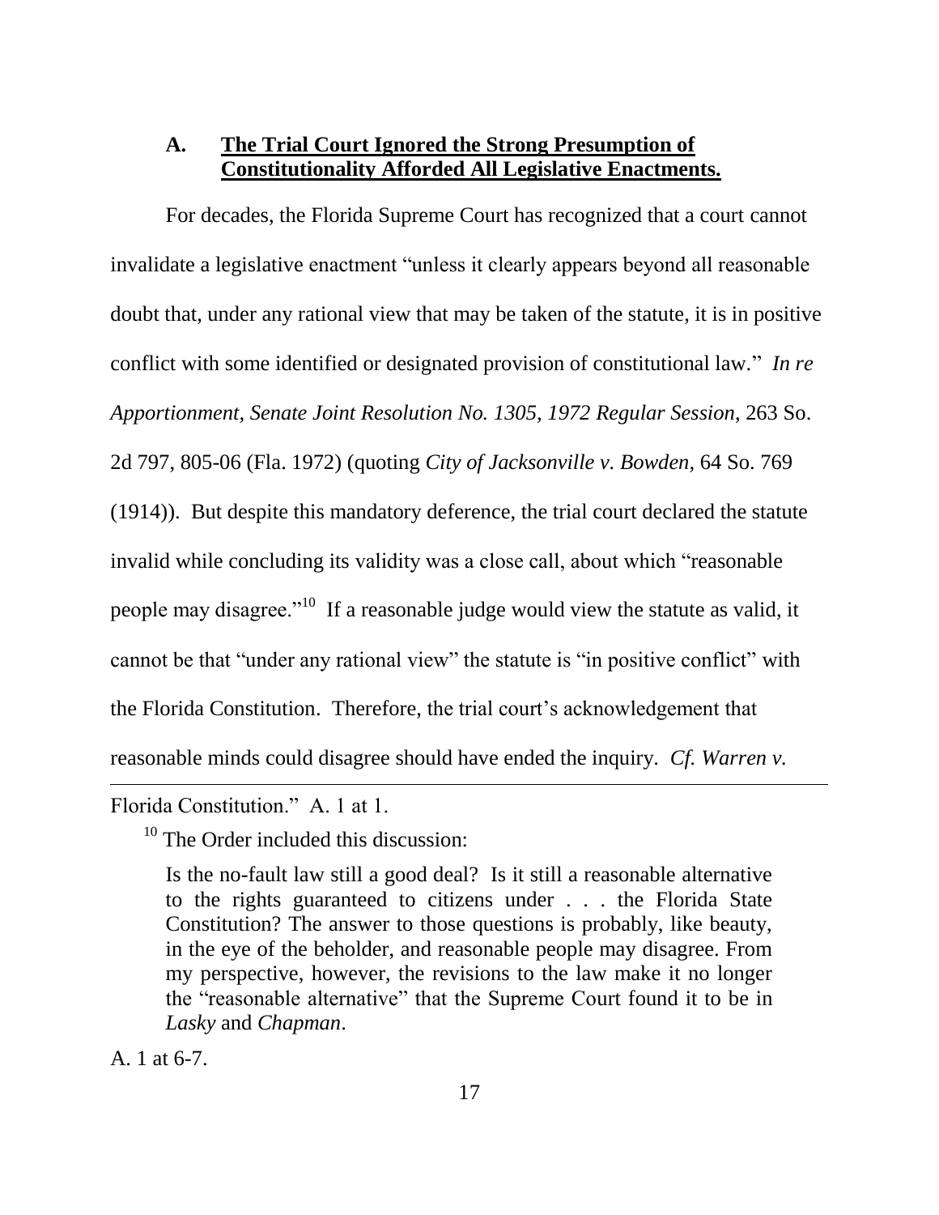### A. **The Trial Court Ignored the Strong Presumption of Constitutionality Afforded All Legislative Enactments.**

For decades, the Florida Supreme Court has recognized that a court cannot invalidate a legislative enactment "unless it clearly appears beyond all reasonable doubt that, under any rational view that may be taken of the statute, it is in positive conflict with some identified or designated provision of constitutional law." *In re Apportionment, Senate Joint Resolution No. 1305, 1972 Regular Session*, 263 So. 2d 797, 805-06 (Fla. 1972) (quoting *City of Jacksonville v. Bowden*, 64 So. 769 (1914)). But despite this mandatory deference, the trial court declared the statute invalid while concluding its validity was a close call, about which "reasonable people may disagree."[10] If a reasonable judge would view the statute as valid, it cannot be that "under any rational view" the statute is "in positive conflict" with the Florida Constitution. Therefore, the trial court's acknowledgement that reasonable minds could disagree should have ended the inquiry. *Cf. Warren v.*

---

Florida Constitution." A. 1 at 1.

[10] The Order included this discussion:

> Is the no-fault law still a good deal? Is it still a reasonable alternative to the rights guaranteed to citizens under . . . the Florida State Constitution? The answer to those questions is probably, like beauty, in the eye of the beholder, and reasonable people may disagree. From my perspective, however, the revisions to the law make it no longer the "reasonable alternative" that the Supreme Court found it to be in *Lasky* and *Chapman*.

A. 1 at 6-7.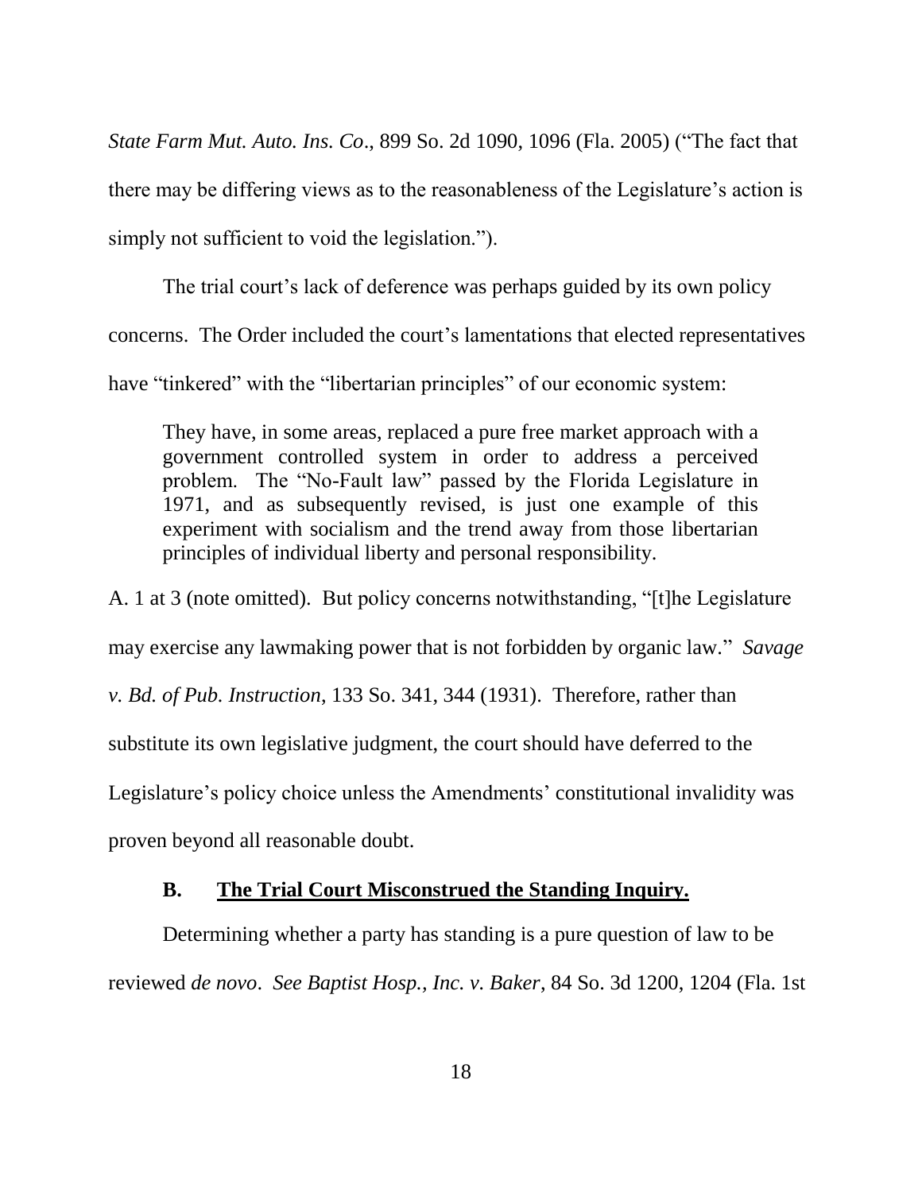*State Farm Mut. Auto. Ins. Co*., 899 So. 2d 1090, 1096 (Fla. 2005) ("The fact that there may be differing views as to the reasonableness of the Legislature's action is simply not sufficient to void the legislation.").

The trial court's lack of deference was perhaps guided by its own policy concerns. The Order included the court's lamentations that elected representatives have "tinkered" with the "libertarian principles" of our economic system:

> They have, in some areas, replaced a pure free market approach with a government controlled system in order to address a perceived problem. The "No-Fault law" passed by the Florida Legislature in 1971, and as subsequently revised, is just one example of this experiment with socialism and the trend away from those libertarian principles of individual liberty and personal responsibility.

A. 1 at 3 (note omitted). But policy concerns notwithstanding, "[t]he Legislature may exercise any lawmaking power that is not forbidden by organic law." *Savage v. Bd. of Pub. Instruction*, 133 So. 341, 344 (1931). Therefore, rather than substitute its own legislative judgment, the court should have deferred to the Legislature's policy choice unless the Amendments' constitutional invalidity was proven beyond all reasonable doubt.

### B. The Trial Court Misconstrued the Standing Inquiry.

Determining whether a party has standing is a pure question of law to be reviewed *de novo*. *See Baptist Hosp., Inc. v. Baker*, 84 So. 3d 1200, 1204 (Fla. 1st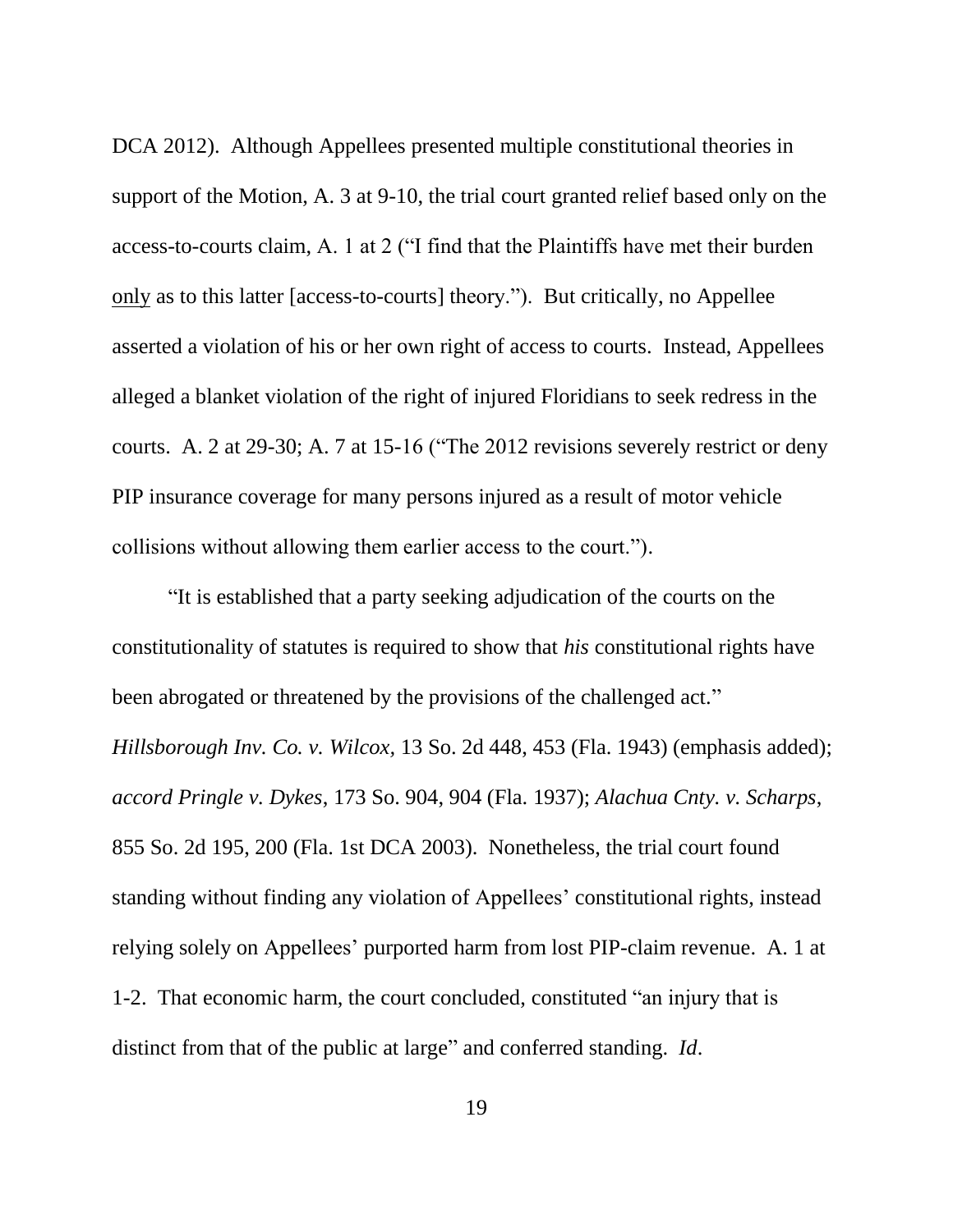DCA 2012). Although Appellees presented multiple constitutional theories in support of the Motion, A. 3 at 9-10, the trial court granted relief based only on the access-to-courts claim, A. 1 at 2 ("I find that the Plaintiffs have met their burden only as to this latter [access-to-courts] theory."). But critically, no Appellee asserted a violation of his or her own right of access to courts. Instead, Appellees alleged a blanket violation of the right of injured Floridians to seek redress in the courts. A. 2 at 29-30; A. 7 at 15-16 ("The 2012 revisions severely restrict or deny PIP insurance coverage for many persons injured as a result of motor vehicle collisions without allowing them earlier access to the court.").

"It is established that a party seeking adjudication of the courts on the constitutionality of statutes is required to show that *his* constitutional rights have been abrogated or threatened by the provisions of the challenged act." *Hillsborough Inv. Co. v. Wilcox*, 13 So. 2d 448, 453 (Fla. 1943) (emphasis added); *accord Pringle v. Dykes*, 173 So. 904, 904 (Fla. 1937); *Alachua Cnty. v. Scharps*, 855 So. 2d 195, 200 (Fla. 1st DCA 2003). Nonetheless, the trial court found standing without finding any violation of Appellees' constitutional rights, instead relying solely on Appellees' purported harm from lost PIP-claim revenue. A. 1 at 1-2. That economic harm, the court concluded, constituted "an injury that is distinct from that of the public at large" and conferred standing. *Id*.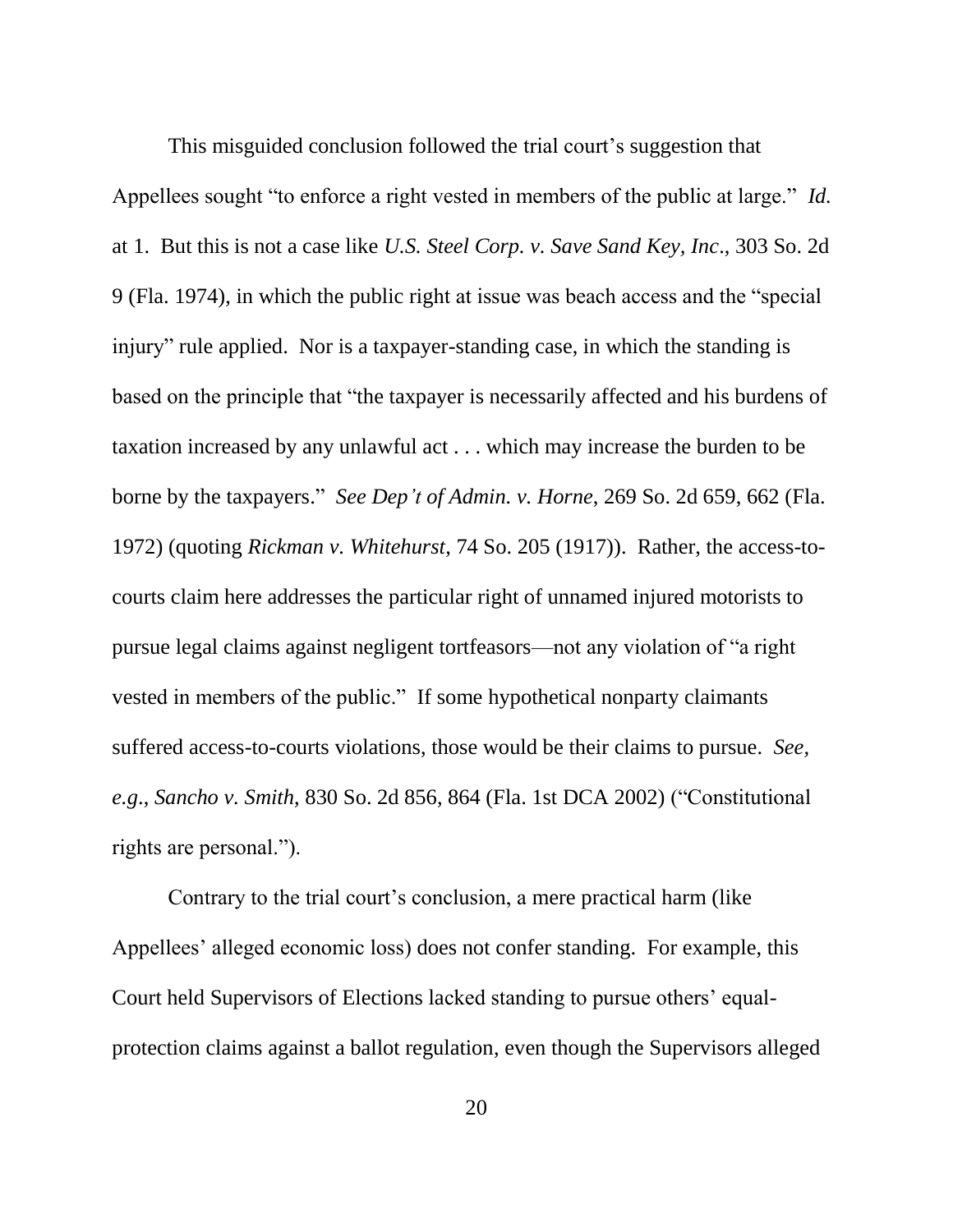This misguided conclusion followed the trial court's suggestion that Appellees sought "to enforce a right vested in members of the public at large." *Id.* at 1. But this is not a case like *U.S. Steel Corp. v. Save Sand Key, Inc*., 303 So. 2d 9 (Fla. 1974), in which the public right at issue was beach access and the "special injury" rule applied. Nor is a taxpayer-standing case, in which the standing is based on the principle that "the taxpayer is necessarily affected and his burdens of taxation increased by any unlawful act . . . which may increase the burden to be borne by the taxpayers." *See Dep't of Admin. v. Horne*, 269 So. 2d 659, 662 (Fla. 1972) (quoting *Rickman v. Whitehurst*, 74 So. 205 (1917)). Rather, the access-to-courts claim here addresses the particular right of unnamed injured motorists to pursue legal claims against negligent tortfeasors—not any violation of "a right vested in members of the public." If some hypothetical nonparty claimants suffered access-to-courts violations, those would be their claims to pursue. *See, e.g.*, *Sancho v. Smith*, 830 So. 2d 856, 864 (Fla. 1st DCA 2002) ("Constitutional rights are personal.").

Contrary to the trial court's conclusion, a mere practical harm (like Appellees' alleged economic loss) does not confer standing. For example, this Court held Supervisors of Elections lacked standing to pursue others' equal-protection claims against a ballot regulation, even though the Supervisors alleged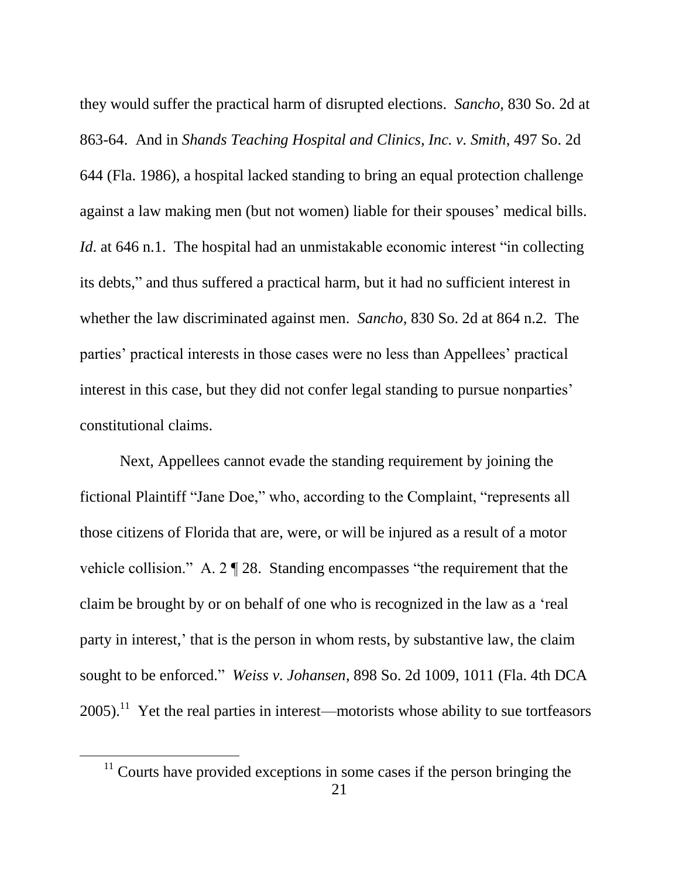they would suffer the practical harm of disrupted elections. *Sancho*, 830 So. 2d at 863-64. And in *Shands Teaching Hospital and Clinics, Inc. v. Smith*, 497 So. 2d 644 (Fla. 1986), a hospital lacked standing to bring an equal protection challenge against a law making men (but not women) liable for their spouses' medical bills. *Id*. at 646 n.1. The hospital had an unmistakable economic interest "in collecting its debts," and thus suffered a practical harm, but it had no sufficient interest in whether the law discriminated against men. *Sancho*, 830 So. 2d at 864 n.2. The parties' practical interests in those cases were no less than Appellees' practical interest in this case, but they did not confer legal standing to pursue nonparties' constitutional claims.

Next, Appellees cannot evade the standing requirement by joining the fictional Plaintiff "Jane Doe," who, according to the Complaint, "represents all those citizens of Florida that are, were, or will be injured as a result of a motor vehicle collision." A. 2 ¶ 28. Standing encompasses "the requirement that the claim be brought by or on behalf of one who is recognized in the law as a 'real party in interest,' that is the person in whom rests, by substantive law, the claim sought to be enforced." *Weiss v. Johansen*, 898 So. 2d 1009, 1011 (Fla. 4th DCA 2005).[11] Yet the real parties in interest—motorists whose ability to sue tortfeasors

[11] Courts have provided exceptions in some cases if the person bringing the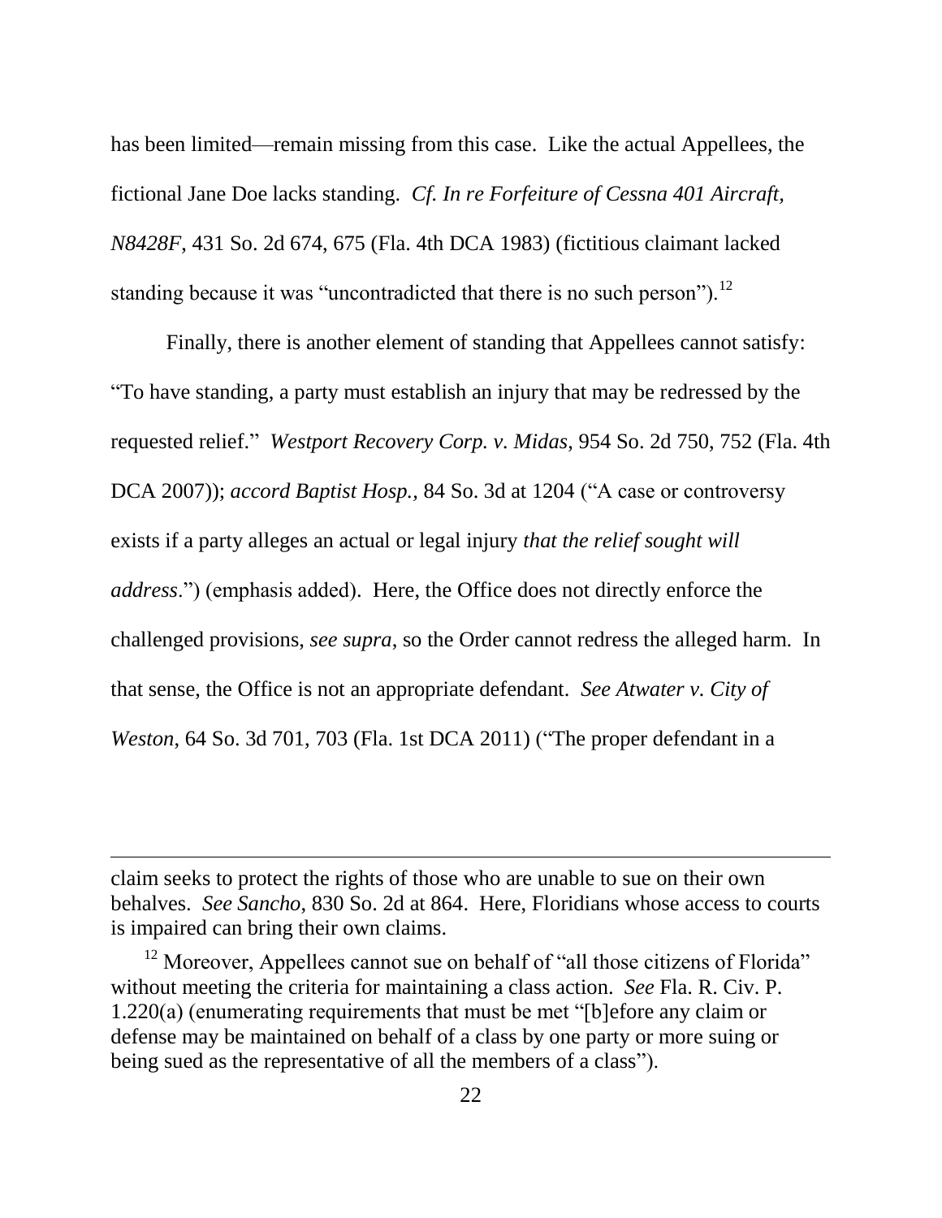has been limited—remain missing from this case. Like the actual Appellees, the fictional Jane Doe lacks standing. *Cf. In re Forfeiture of Cessna 401 Aircraft, N8428F*, 431 So. 2d 674, 675 (Fla. 4th DCA 1983) (fictitious claimant lacked standing because it was "uncontradicted that there is no such person").[12]

Finally, there is another element of standing that Appellees cannot satisfy: "To have standing, a party must establish an injury that may be redressed by the requested relief." *Westport Recovery Corp. v. Midas*, 954 So. 2d 750, 752 (Fla. 4th DCA 2007)); *accord Baptist Hosp.*, 84 So. 3d at 1204 ("A case or controversy exists if a party alleges an actual or legal injury *that the relief sought will address*.") (emphasis added). Here, the Office does not directly enforce the challenged provisions, *see supra*, so the Order cannot redress the alleged harm. In that sense, the Office is not an appropriate defendant. *See Atwater v. City of Weston*, 64 So. 3d 701, 703 (Fla. 1st DCA 2011) ("The proper defendant in a

---

claim seeks to protect the rights of those who are unable to sue on their own behalves. *See Sancho*, 830 So. 2d at 864. Here, Floridians whose access to courts is impaired can bring their own claims.

[12] Moreover, Appellees cannot sue on behalf of "all those citizens of Florida" without meeting the criteria for maintaining a class action. *See* Fla. R. Civ. P. 1.220(a) (enumerating requirements that must be met "[b]efore any claim or defense may be maintained on behalf of a class by one party or more suing or being sued as the representative of all the members of a class").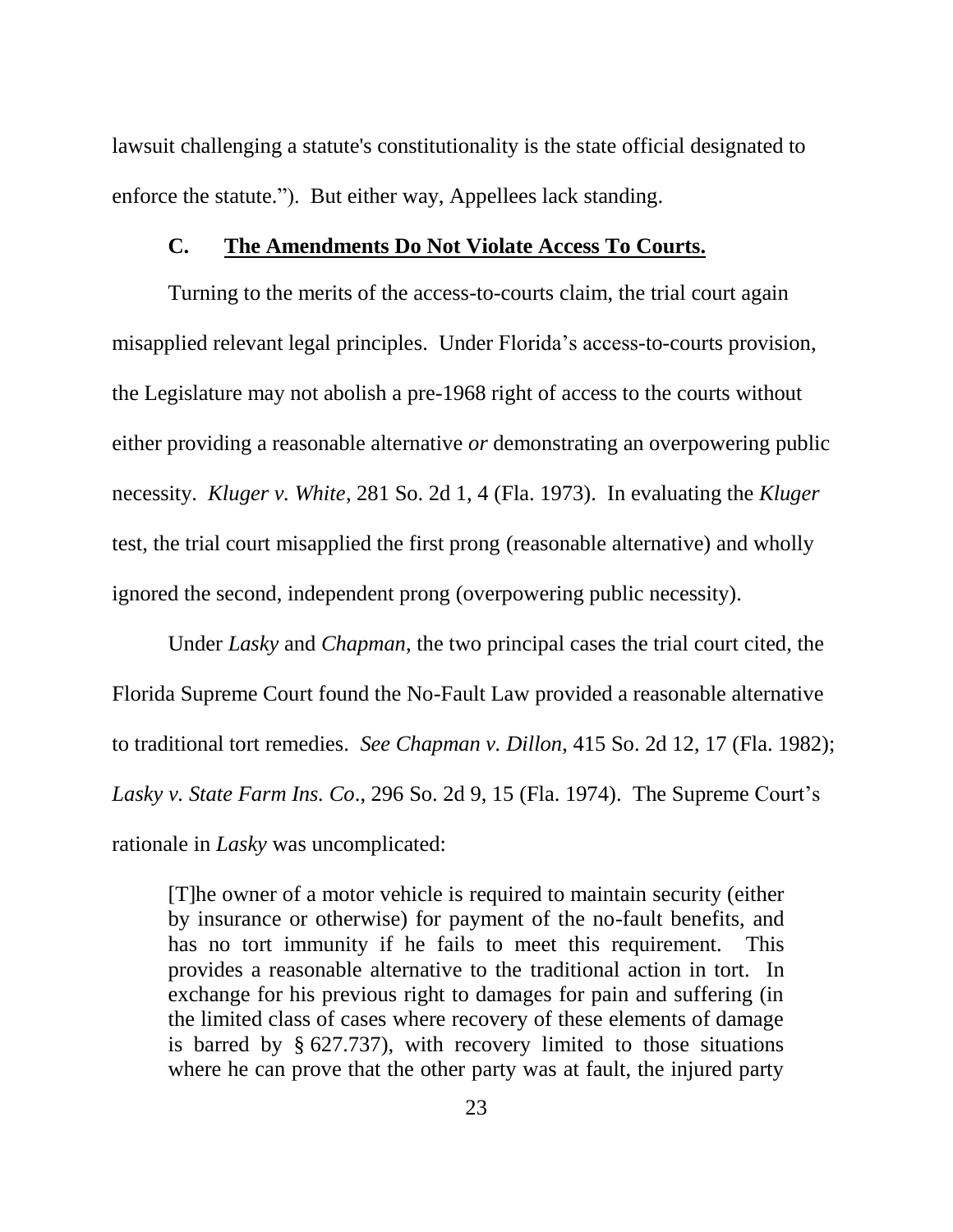lawsuit challenging a statute's constitutionality is the state official designated to enforce the statute."). But either way, Appellees lack standing.

### C. <u>The Amendments Do Not Violate Access To Courts.</u>

Turning to the merits of the access-to-courts claim, the trial court again misapplied relevant legal principles. Under Florida's access-to-courts provision, the Legislature may not abolish a pre-1968 right of access to the courts without either providing a reasonable alternative *or* demonstrating an overpowering public necessity. *Kluger v. White*, 281 So. 2d 1, 4 (Fla. 1973). In evaluating the *Kluger* test, the trial court misapplied the first prong (reasonable alternative) and wholly ignored the second, independent prong (overpowering public necessity).

Under *Lasky* and *Chapman*, the two principal cases the trial court cited, the Florida Supreme Court found the No-Fault Law provided a reasonable alternative to traditional tort remedies. *See Chapman v. Dillon*, 415 So. 2d 12, 17 (Fla. 1982); *Lasky v. State Farm Ins. Co*., 296 So. 2d 9, 15 (Fla. 1974). The Supreme Court's rationale in *Lasky* was uncomplicated:

> [T]he owner of a motor vehicle is required to maintain security (either by insurance or otherwise) for payment of the no-fault benefits, and has no tort immunity if he fails to meet this requirement. This provides a reasonable alternative to the traditional action in tort. In exchange for his previous right to damages for pain and suffering (in the limited class of cases where recovery of these elements of damage is barred by § 627.737), with recovery limited to those situations where he can prove that the other party was at fault, the injured party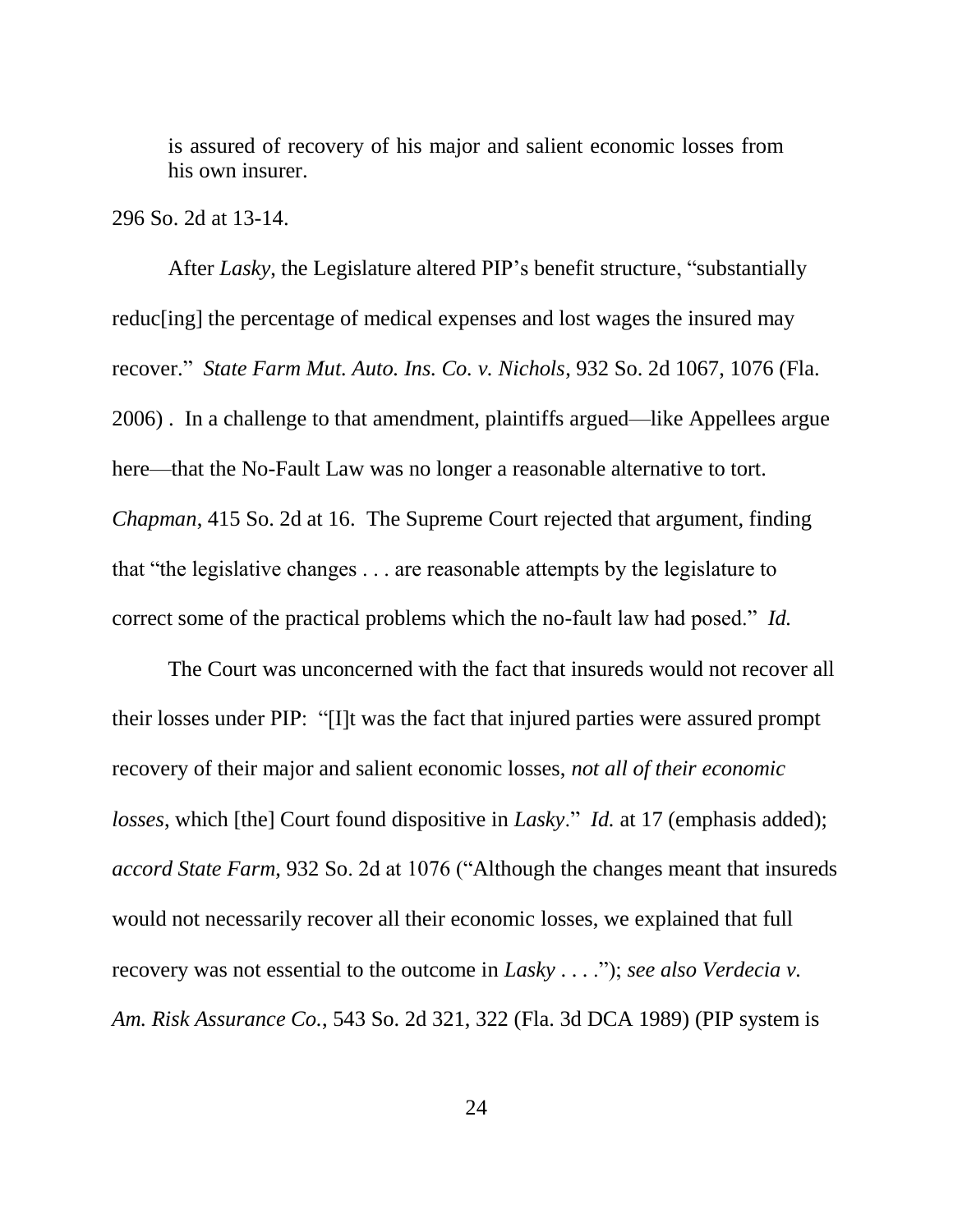> is assured of recovery of his major and salient economic losses from his own insurer.

296 So. 2d at 13-14.

After *Lasky*, the Legislature altered PIP's benefit structure, "substantially reduc[ing] the percentage of medical expenses and lost wages the insured may recover." *State Farm Mut. Auto. Ins. Co. v. Nichols*, 932 So. 2d 1067, 1076 (Fla. 2006) . In a challenge to that amendment, plaintiffs argued—like Appellees argue here—that the No-Fault Law was no longer a reasonable alternative to tort. *Chapman*, 415 So. 2d at 16. The Supreme Court rejected that argument, finding that "the legislative changes . . . are reasonable attempts by the legislature to correct some of the practical problems which the no-fault law had posed." *Id.*

The Court was unconcerned with the fact that insureds would not recover all their losses under PIP: "[I]t was the fact that injured parties were assured prompt recovery of their major and salient economic losses, *not all of their economic losses*, which [the] Court found dispositive in *Lasky*." *Id.* at 17 (emphasis added); *accord State Farm*, 932 So. 2d at 1076 ("Although the changes meant that insureds would not necessarily recover all their economic losses, we explained that full recovery was not essential to the outcome in *Lasky* . . . ."); *see also Verdecia v. Am. Risk Assurance Co.*, 543 So. 2d 321, 322 (Fla. 3d DCA 1989) (PIP system is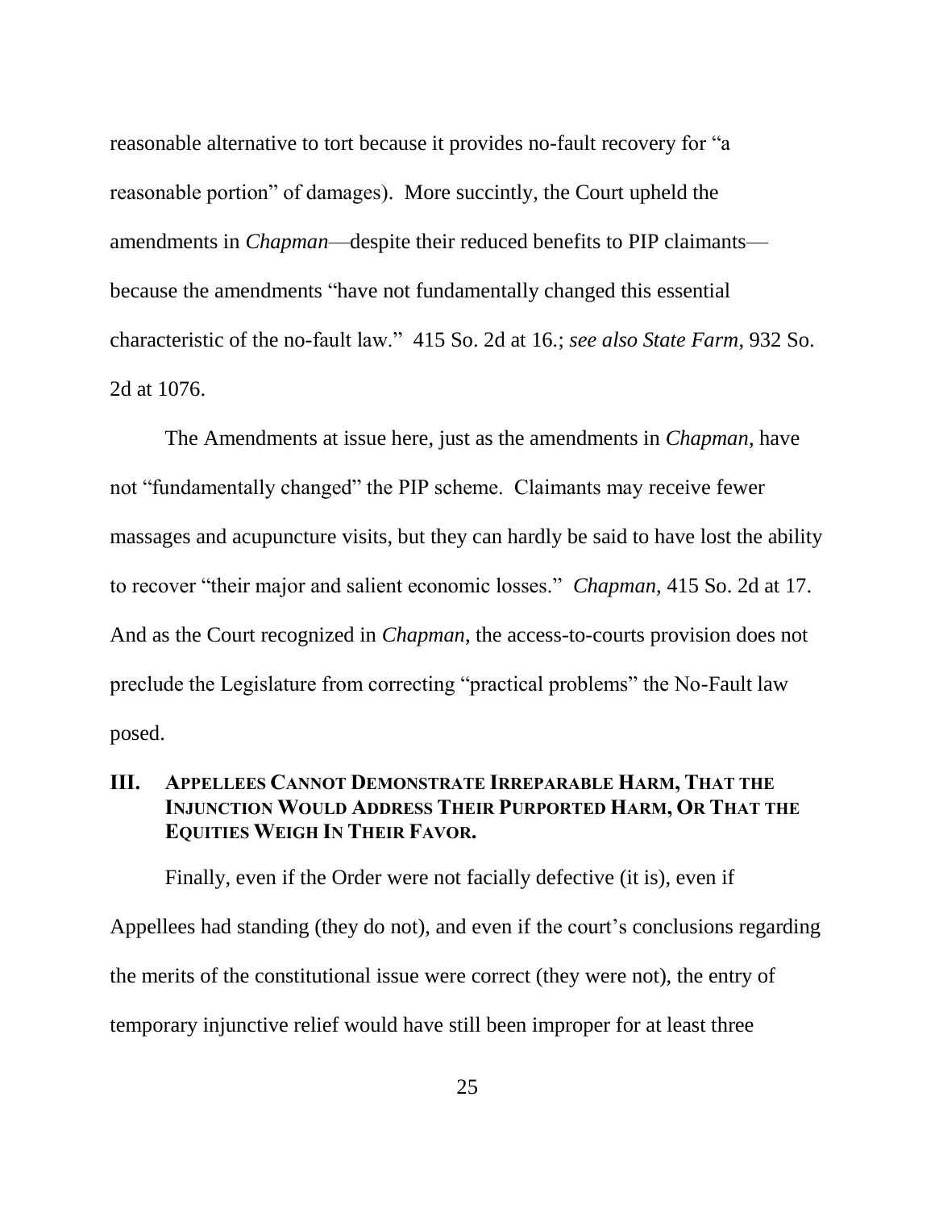reasonable alternative to tort because it provides no-fault recovery for "a reasonable portion" of damages). More succinctly, the Court upheld the amendments in *Chapman*—despite their reduced benefits to PIP claimants—because the amendments "have not fundamentally changed this essential characteristic of the no-fault law." 415 So. 2d at 16.; *see also State Farm*, 932 So. 2d at 1076.

The Amendments at issue here, just as the amendments in *Chapman*, have not "fundamentally changed" the PIP scheme. Claimants may receive fewer massages and acupuncture visits, but they can hardly be said to have lost the ability to recover "their major and salient economic losses." *Chapman*, 415 So. 2d at 17. And as the Court recognized in *Chapman*, the access-to-courts provision does not preclude the Legislature from correcting "practical problems" the No-Fault law posed.

## III. Appellees Cannot Demonstrate Irreparable Harm, That the Injunction Would Address Their Purported Harm, Or That the Equities Weigh In Their Favor.

Finally, even if the Order were not facially defective (it is), even if Appellees had standing (they do not), and even if the court's conclusions regarding the merits of the constitutional issue were correct (they were not), the entry of temporary injunctive relief would have still been improper for at least three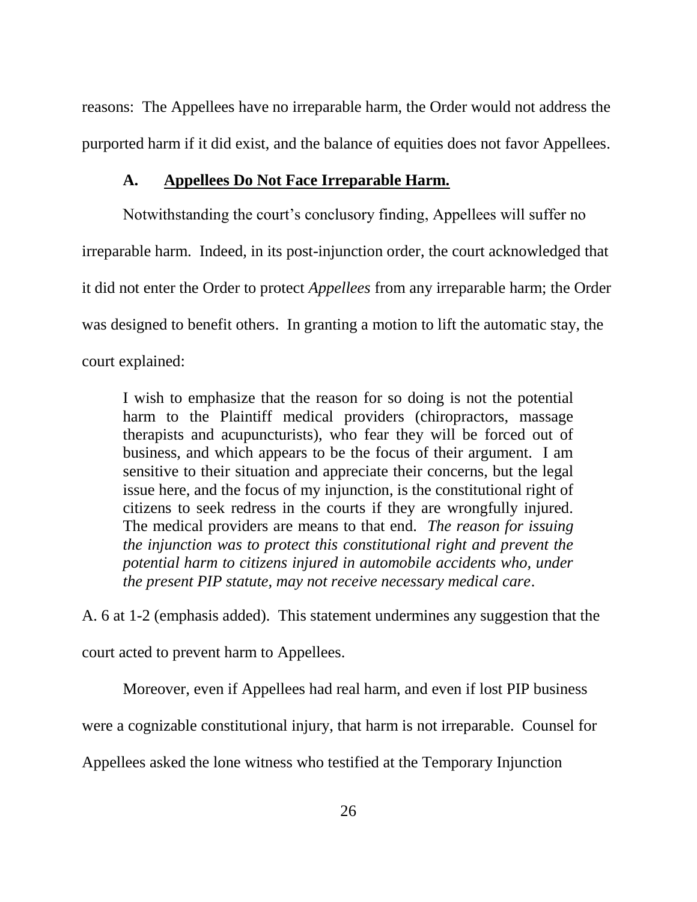reasons: The Appellees have no irreparable harm, the Order would not address the purported harm if it did exist, and the balance of equities does not favor Appellees.

### A. **<u>Appellees Do Not Face Irreparable Harm.</u>**

Notwithstanding the court's conclusory finding, Appellees will suffer no irreparable harm. Indeed, in its post-injunction order, the court acknowledged that it did not enter the Order to protect *Appellees* from any irreparable harm; the Order was designed to benefit others. In granting a motion to lift the automatic stay, the court explained:

> I wish to emphasize that the reason for so doing is not the potential harm to the Plaintiff medical providers (chiropractors, massage therapists and acupuncturists), who fear they will be forced out of business, and which appears to be the focus of their argument. I am sensitive to their situation and appreciate their concerns, but the legal issue here, and the focus of my injunction, is the constitutional right of citizens to seek redress in the courts if they are wrongfully injured. The medical providers are means to that end. *The reason for issuing the injunction was to protect this constitutional right and prevent the potential harm to citizens injured in automobile accidents who, under the present PIP statute, may not receive necessary medical care*.

A. 6 at 1-2 (emphasis added). This statement undermines any suggestion that the court acted to prevent harm to Appellees.

Moreover, even if Appellees had real harm, and even if lost PIP business were a cognizable constitutional injury, that harm is not irreparable. Counsel for Appellees asked the lone witness who testified at the Temporary Injunction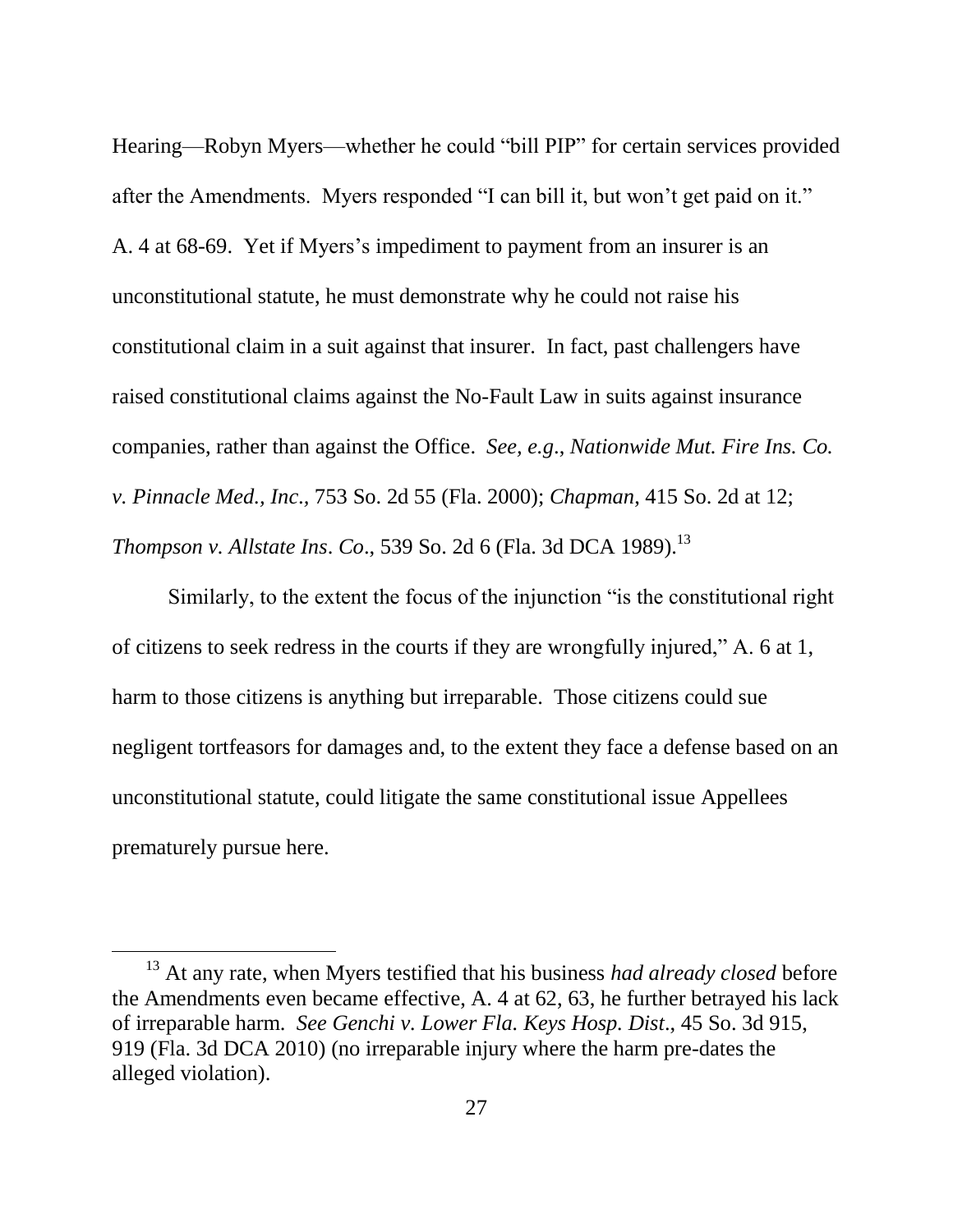Hearing—Robyn Myers—whether he could "bill PIP" for certain services provided after the Amendments. Myers responded "I can bill it, but won't get paid on it." A. 4 at 68-69. Yet if Myers's impediment to payment from an insurer is an unconstitutional statute, he must demonstrate why he could not raise his constitutional claim in a suit against that insurer. In fact, past challengers have raised constitutional claims against the No-Fault Law in suits against insurance companies, rather than against the Office. *See, e.g.*, *Nationwide Mut. Fire Ins. Co. v. Pinnacle Med., Inc.*, 753 So. 2d 55 (Fla. 2000); *Chapman*, 415 So. 2d at 12; *Thompson v. Allstate Ins. Co.*, 539 So. 2d 6 (Fla. 3d DCA 1989).[13]

Similarly, to the extent the focus of the injunction "is the constitutional right of citizens to seek redress in the courts if they are wrongfully injured," A. 6 at 1, harm to those citizens is anything but irreparable. Those citizens could sue negligent tortfeasors for damages and, to the extent they face a defense based on an unconstitutional statute, could litigate the same constitutional issue Appellees prematurely pursue here.

---

[13] At any rate, when Myers testified that his business *had already closed* before the Amendments even became effective, A. 4 at 62, 63, he further betrayed his lack of irreparable harm. *See Genchi v. Lower Fla. Keys Hosp. Dist.*, 45 So. 3d 915, 919 (Fla. 3d DCA 2010) (no irreparable injury where the harm pre-dates the alleged violation).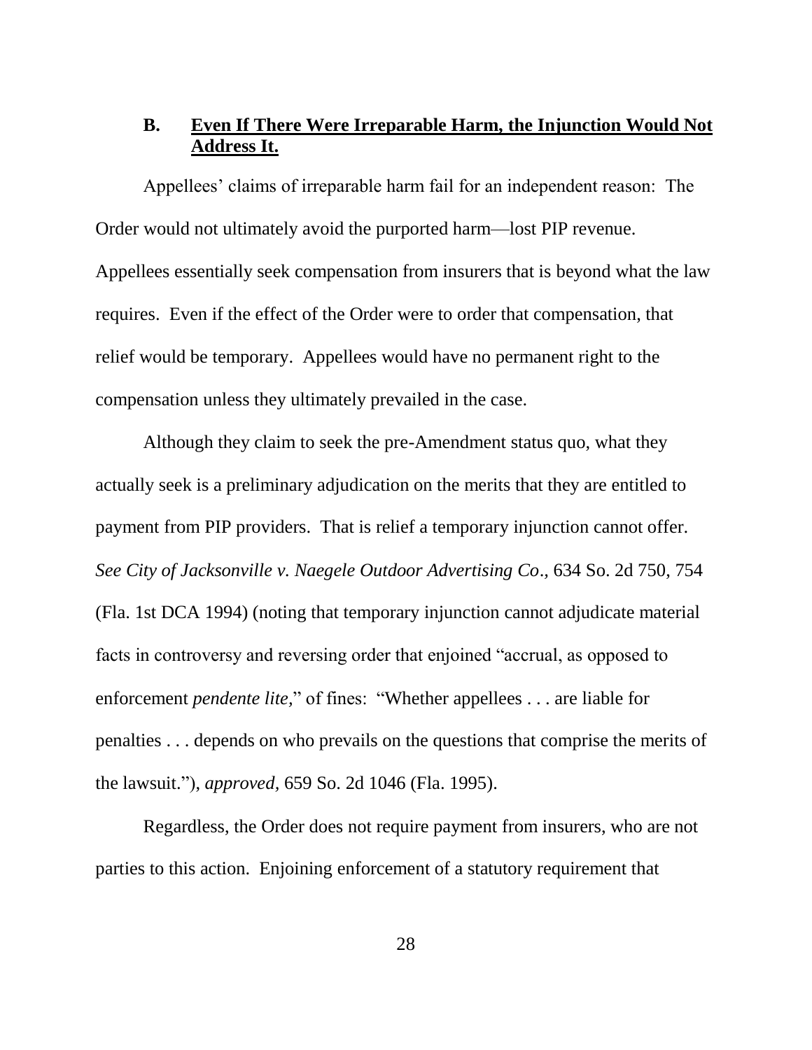### B. **Even If There Were Irreparable Harm, the Injunction Would Not Address It.**

Appellees' claims of irreparable harm fail for an independent reason: The Order would not ultimately avoid the purported harm—lost PIP revenue. Appellees essentially seek compensation from insurers that is beyond what the law requires. Even if the effect of the Order were to order that compensation, that relief would be temporary. Appellees would have no permanent right to the compensation unless they ultimately prevailed in the case.

Although they claim to seek the pre-Amendment status quo, what they actually seek is a preliminary adjudication on the merits that they are entitled to payment from PIP providers. That is relief a temporary injunction cannot offer. *See City of Jacksonville v. Naegele Outdoor Advertising Co*., 634 So. 2d 750, 754 (Fla. 1st DCA 1994) (noting that temporary injunction cannot adjudicate material facts in controversy and reversing order that enjoined "accrual, as opposed to enforcement *pendente lite*," of fines: "Whether appellees . . . are liable for penalties . . . depends on who prevails on the questions that comprise the merits of the lawsuit."), *approved*, 659 So. 2d 1046 (Fla. 1995).

Regardless, the Order does not require payment from insurers, who are not parties to this action. Enjoining enforcement of a statutory requirement that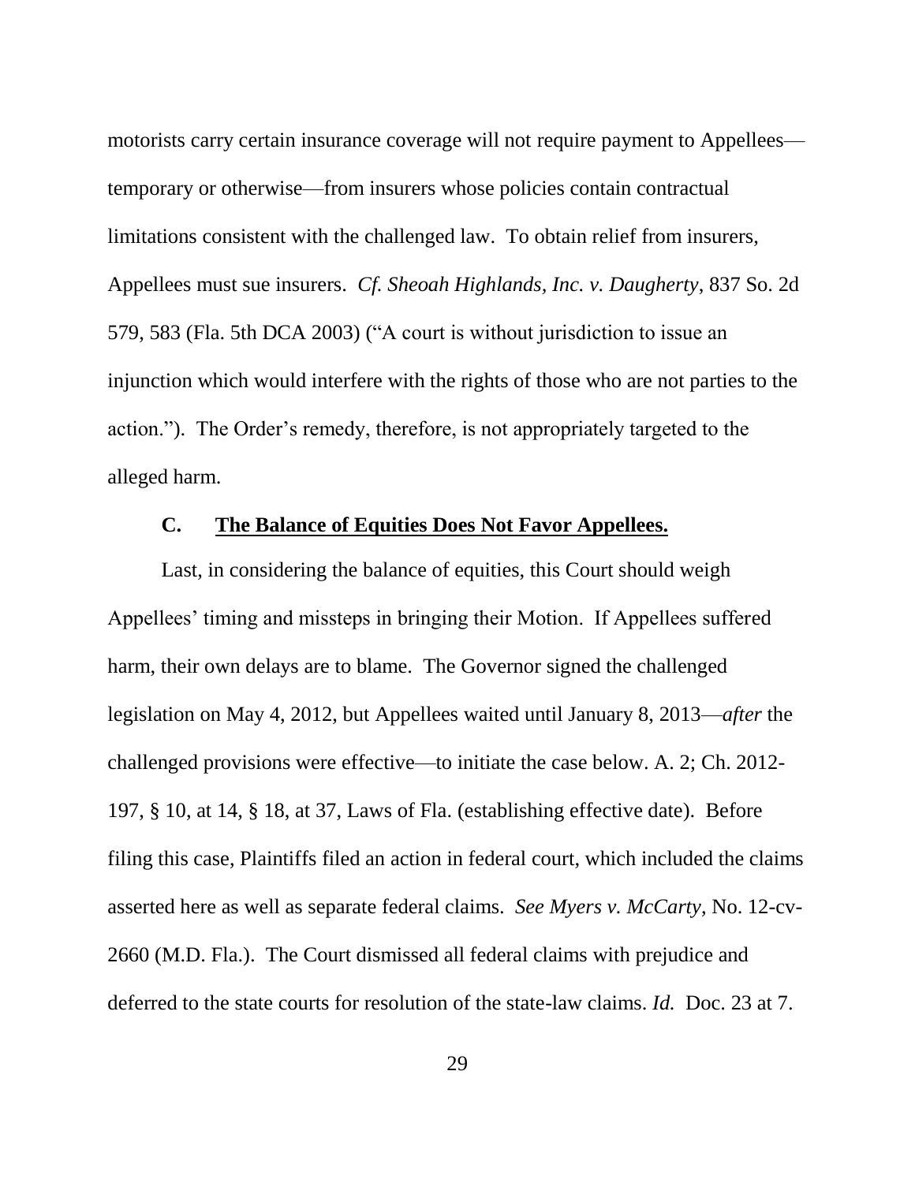motorists carry certain insurance coverage will not require payment to Appellees—temporary or otherwise—from insurers whose policies contain contractual limitations consistent with the challenged law. To obtain relief from insurers, Appellees must sue insurers. *Cf. Sheoah Highlands, Inc. v. Daugherty*, 837 So. 2d 579, 583 (Fla. 5th DCA 2003) ("A court is without jurisdiction to issue an injunction which would interfere with the rights of those who are not parties to the action."). The Order's remedy, therefore, is not appropriately targeted to the alleged harm.

### C. **The Balance of Equities Does Not Favor Appellees.**

Last, in considering the balance of equities, this Court should weigh Appellees' timing and missteps in bringing their Motion. If Appellees suffered harm, their own delays are to blame. The Governor signed the challenged legislation on May 4, 2012, but Appellees waited until January 8, 2013—*after* the challenged provisions were effective—to initiate the case below. A. 2; Ch. 2012-197, § 10, at 14, § 18, at 37, Laws of Fla. (establishing effective date). Before filing this case, Plaintiffs filed an action in federal court, which included the claims asserted here as well as separate federal claims. *See Myers v. McCarty*, No. 12-cv-2660 (M.D. Fla.). The Court dismissed all federal claims with prejudice and deferred to the state courts for resolution of the state-law claims. *Id.* Doc. 23 at 7.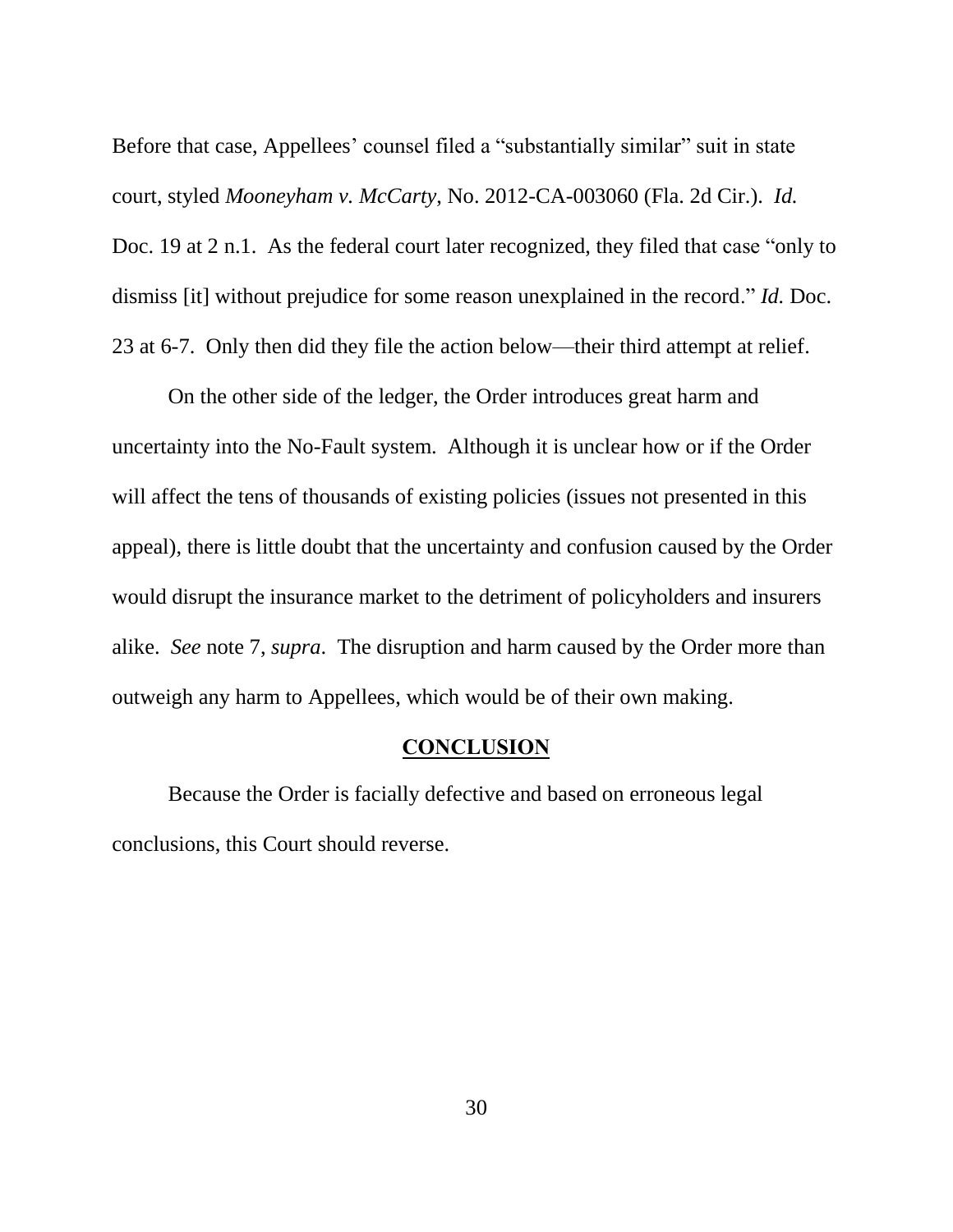Before that case, Appellees' counsel filed a "substantially similar" suit in state court, styled *Mooneyham v. McCarty*, No. 2012-CA-003060 (Fla. 2d Cir.). *Id.* Doc. 19 at 2 n.1. As the federal court later recognized, they filed that case "only to dismiss [it] without prejudice for some reason unexplained in the record." *Id.* Doc. 23 at 6-7. Only then did they file the action below—their third attempt at relief.

On the other side of the ledger, the Order introduces great harm and uncertainty into the No-Fault system. Although it is unclear how or if the Order will affect the tens of thousands of existing policies (issues not presented in this appeal), there is little doubt that the uncertainty and confusion caused by the Order would disrupt the insurance market to the detriment of policyholders and insurers alike. *See* note 7, *supra*. The disruption and harm caused by the Order more than outweigh any harm to Appellees, which would be of their own making.

## CONCLUSION

Because the Order is facially defective and based on erroneous legal conclusions, this Court should reverse.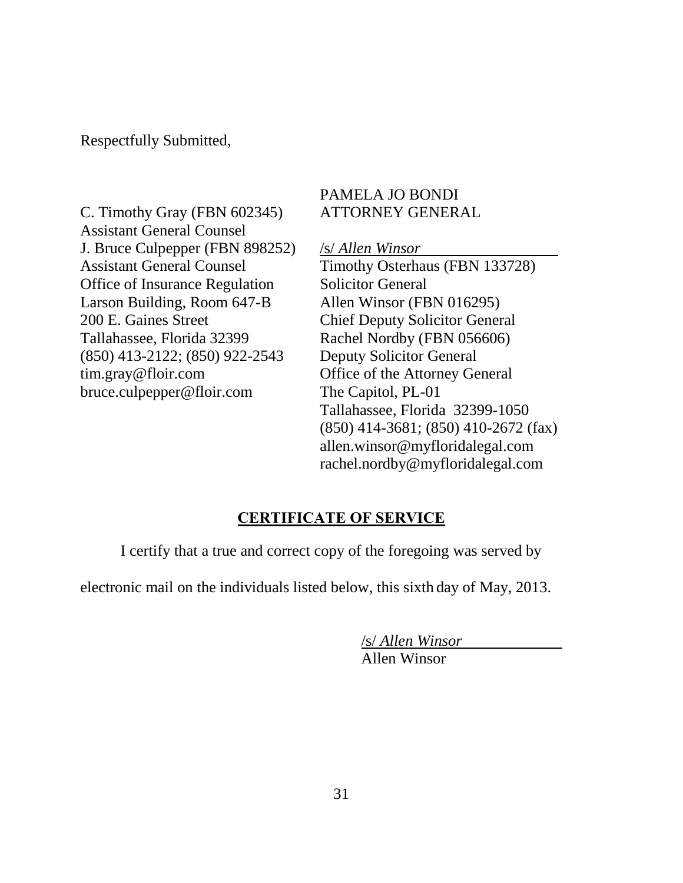Respectfully Submitted,

PAMELA JO BONDI
ATTORNEY GENERAL

/s/ *Allen Winsor*
Timothy Osterhaus (FBN 133728)
Solicitor General
Allen Winsor (FBN 016295)
Chief Deputy Solicitor General
Rachel Nordby (FBN 056606)
Deputy Solicitor General
Office of the Attorney General
The Capitol, PL-01
Tallahassee, Florida 32399-1050
(850) 414-3681; (850) 410-2672 (fax)
allen.winsor@myfloridalegal.com
rachel.nordby@myfloridalegal.com

C. Timothy Gray (FBN 602345)
Assistant General Counsel
J. Bruce Culpepper (FBN 898252)
Assistant General Counsel
Office of Insurance Regulation
Larson Building, Room 647-B
200 E. Gaines Street
Tallahassee, Florida 32399
(850) 413-2122; (850) 922-2543
tim.gray@floir.com
bruce.culpepper@floir.com

## CERTIFICATE OF SERVICE

I certify that a true and correct copy of the foregoing was served by electronic mail on the individuals listed below, this sixth day of May, 2013.

/s/ *Allen Winsor*
Allen Winsor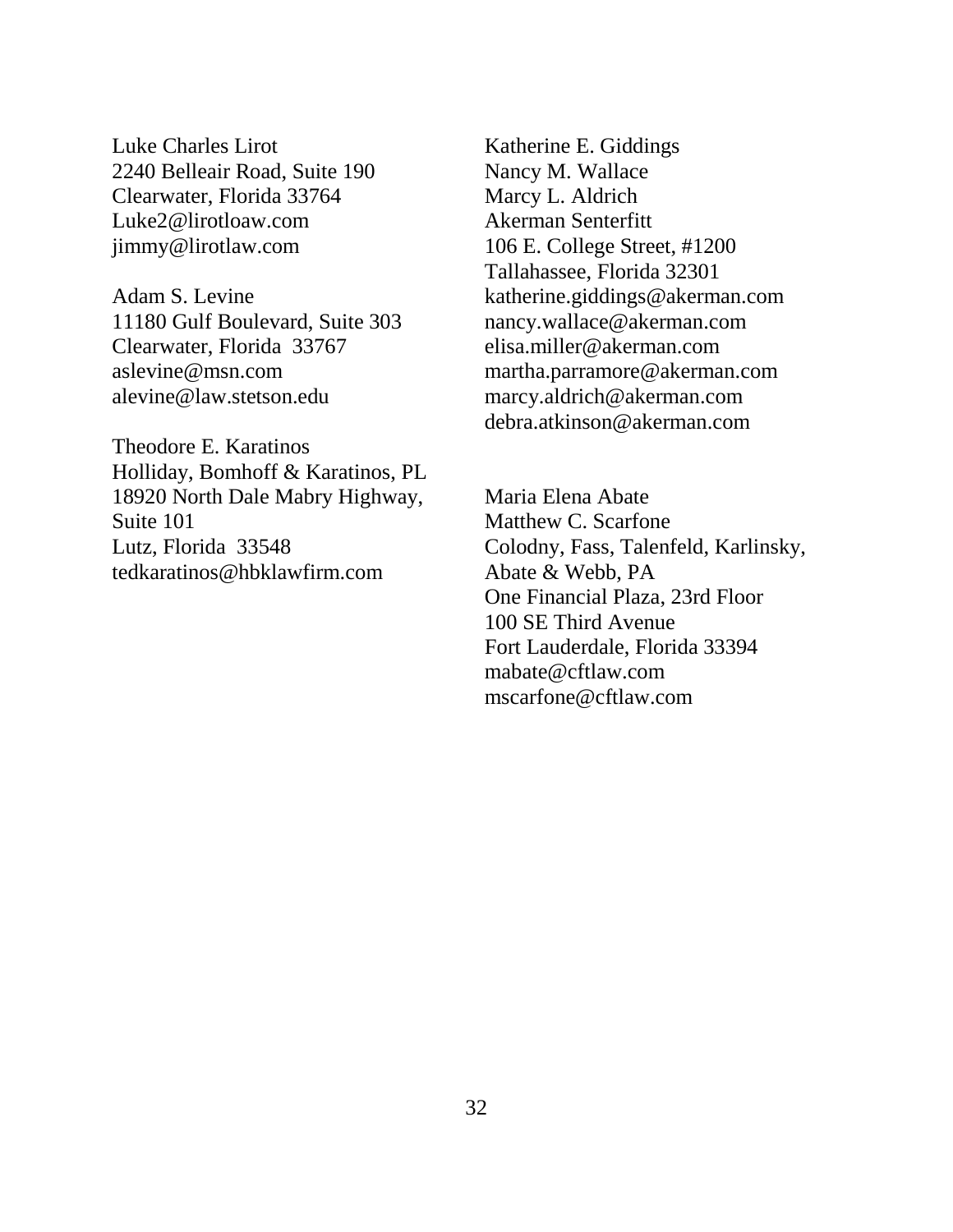Luke Charles Lirot  
2240 Belleair Road, Suite 190  
Clearwater, Florida 33764  
Luke2@lirotloaw.com  
jimmy@lirotlaw.com

Adam S. Levine  
11180 Gulf Boulevard, Suite 303  
Clearwater, Florida 33767  
aslevine@msn.com  
alevine@law.stetson.edu

Theodore E. Karatinos  
Holliday, Bomhoff & Karatinos, PL  
18920 North Dale Mabry Highway,  
Suite 101  
Lutz, Florida 33548  
tedkaratinos@hbklawfirm.com

Katherine E. Giddings  
Nancy M. Wallace  
Marcy L. Aldrich  
Akerman Senterfitt  
106 E. College Street, #1200  
Tallahassee, Florida 32301  
katherine.giddings@akerman.com  
nancy.wallace@akerman.com  
elisa.miller@akerman.com  
martha.parramore@akerman.com  
marcy.aldrich@akerman.com  
debra.atkinson@akerman.com

Maria Elena Abate  
Matthew C. Scarfone  
Colodny, Fass, Talenfeld, Karlinsky,  
Abate & Webb, PA  
One Financial Plaza, 23rd Floor  
100 SE Third Avenue  
Fort Lauderdale, Florida 33394  
mabate@cftlaw.com  
mscarfone@cftlaw.com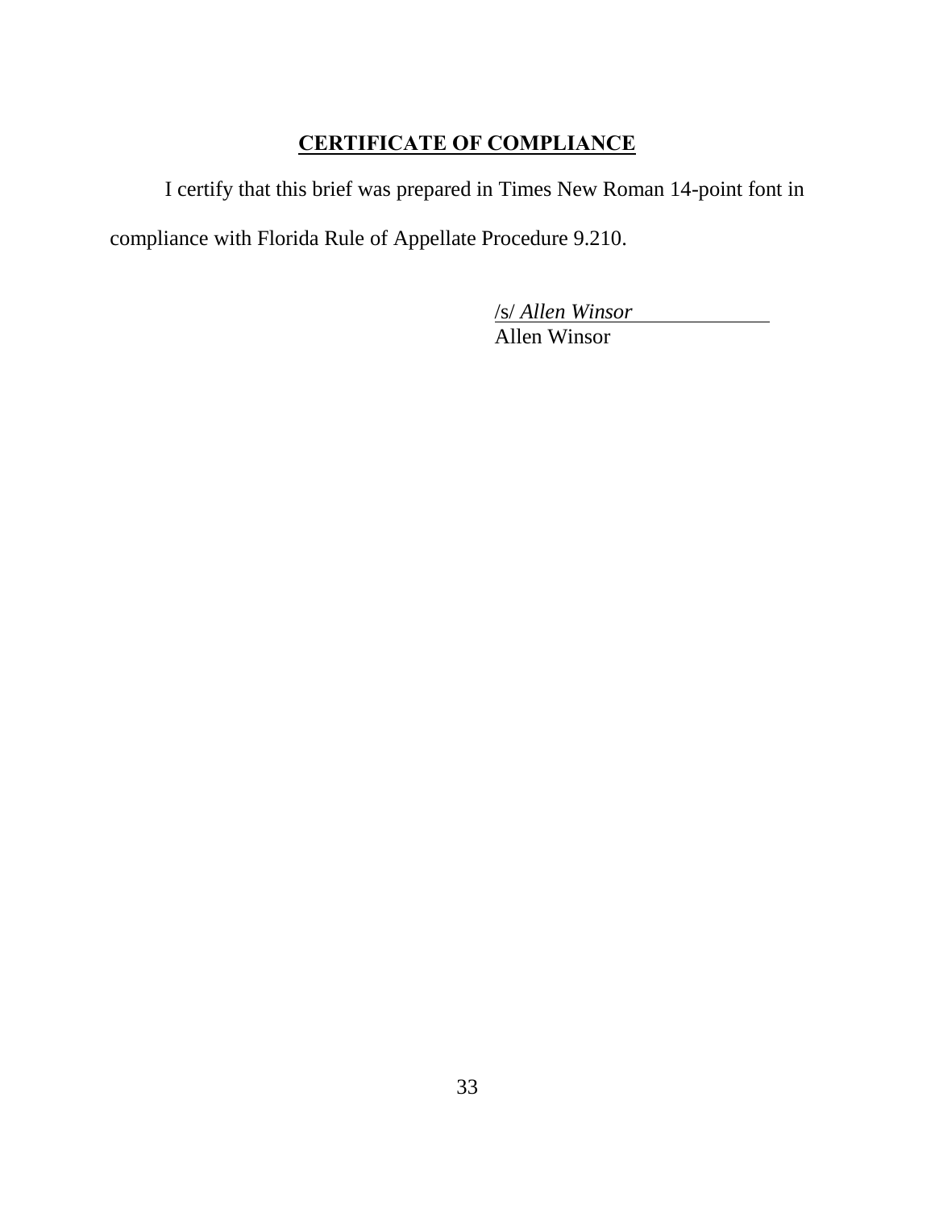## CERTIFICATE OF COMPLIANCE

I certify that this brief was prepared in Times New Roman 14-point font in compliance with Florida Rule of Appellate Procedure 9.210.

/s/ *Allen Winsor*
Allen Winsor